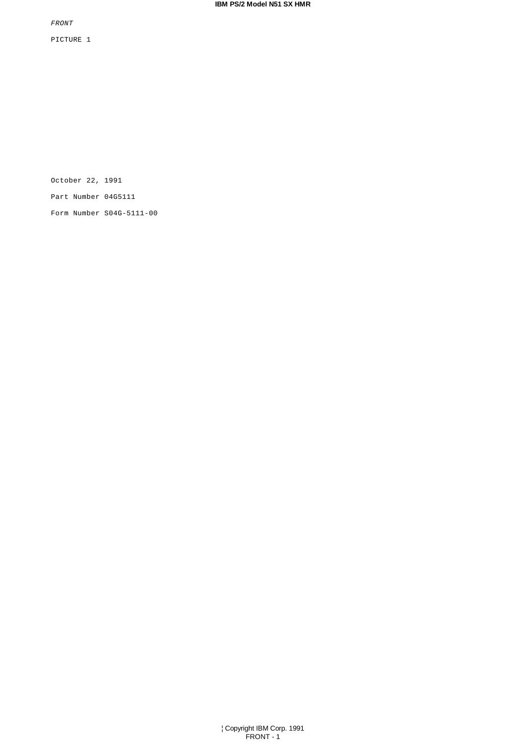*FRONT*

PICTURE 1

October 22, 1991

Part Number 04G5111

Form Number S04G-5111-00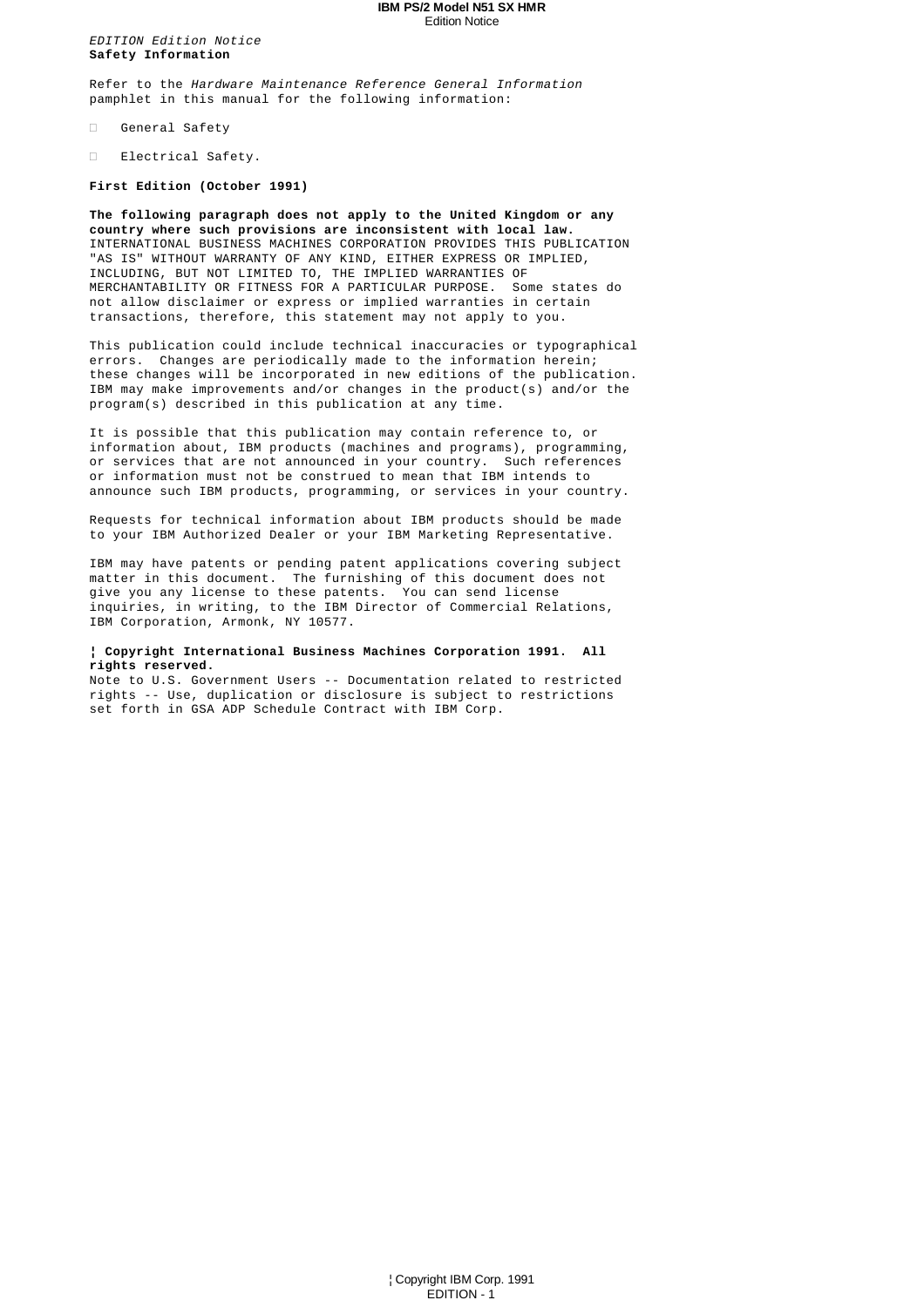*EDITION Edition Notice*
**Safety Information**

Refer to the *Hardware Maintenance Reference General Information* pamphlet in this manual for the following information:

- General Safety
- Electrical Safety.

**First Edition (October 1991)**

**The following paragraph does not apply to the United Kingdom or any country where such provisions are inconsistent with local law.** INTERNATIONAL BUSINESS MACHINES CORPORATION PROVIDES THIS PUBLICATION "AS IS" WITHOUT WARRANTY OF ANY KIND, EITHER EXPRESS OR IMPLIED, INCLUDING, BUT NOT LIMITED TO, THE IMPLIED WARRANTIES OF MERCHANTABILITY OR FITNESS FOR A PARTICULAR PURPOSE. Some states do not allow disclaimer or express or implied warranties in certain transactions, therefore, this statement may not apply to you.

This publication could include technical inaccuracies or typographical errors. Changes are periodically made to the information herein; these changes will be incorporated in new editions of the publication. IBM may make improvements and/or changes in the product(s) and/or the program(s) described in this publication at any time.

It is possible that this publication may contain reference to, or information about, IBM products (machines and programs), programming, or services that are not announced in your country. Such references or information must not be construed to mean that IBM intends to announce such IBM products, programming, or services in your country.

Requests for technical information about IBM products should be made to your IBM Authorized Dealer or your IBM Marketing Representative.

IBM may have patents or pending patent applications covering subject matter in this document. The furnishing of this document does not give you any license to these patents. You can send license inquiries, in writing, to the IBM Director of Commercial Relations, IBM Corporation, Armonk, NY 10577.

**¦ Copyright International Business Machines Corporation 1991. All rights reserved.**
Note to U.S. Government Users -- Documentation related to restricted rights -- Use, duplication or disclosure is subject to restrictions set forth in GSA ADP Schedule Contract with IBM Corp.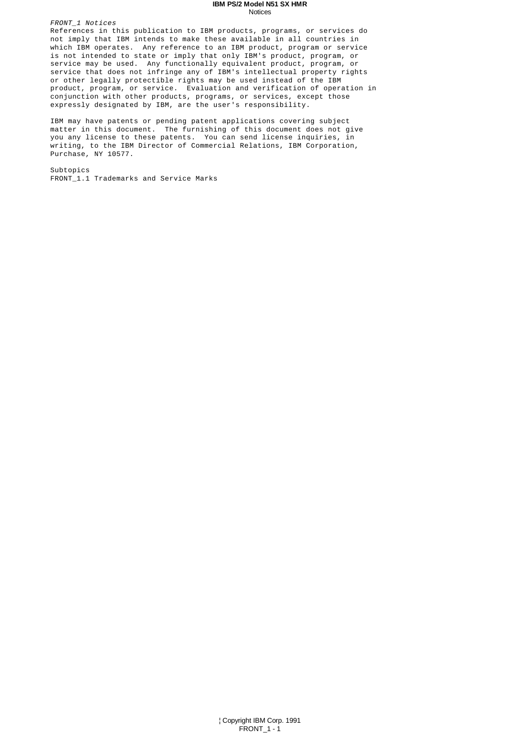*FRONT_1 Notices*

References in this publication to IBM products, programs, or services do not imply that IBM intends to make these available in all countries in which IBM operates. Any reference to an IBM product, program or service is not intended to state or imply that only IBM's product, program, or service may be used. Any functionally equivalent product, program, or service that does not infringe any of IBM's intellectual property rights or other legally protectible rights may be used instead of the IBM product, program, or service. Evaluation and verification of operation in conjunction with other products, programs, or services, except those expressly designated by IBM, are the user's responsibility.

IBM may have patents or pending patent applications covering subject matter in this document. The furnishing of this document does not give you any license to these patents. You can send license inquiries, in writing, to the IBM Director of Commercial Relations, IBM Corporation, Purchase, NY 10577.

Subtopics
FRONT_1.1 Trademarks and Service Marks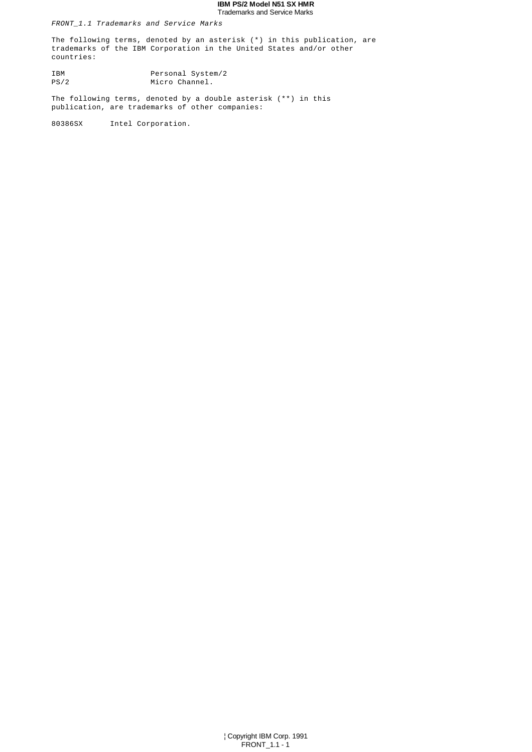*FRONT_1.1 Trademarks and Service Marks*

The following terms, denoted by an asterisk (*) in this publication, are trademarks of the IBM Corporation in the United States and/or other countries:

| | |
|---|---|
| IBM | Personal System/2 |
| PS/2 | Micro Channel. |

The following terms, denoted by a double asterisk (**) in this publication, are trademarks of other companies:

80386SX Intel Corporation.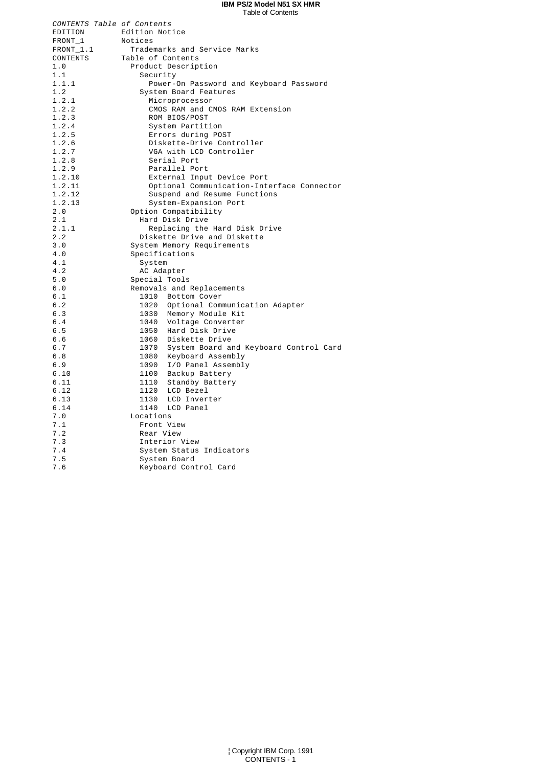*CONTENTS Table of Contents*

| | |
|---|---|
| EDITION | Edition Notice |
| FRONT_1 | Notices |
| FRONT_1.1 | Trademarks and Service Marks |
| CONTENTS | Table of Contents |
| 1.0 | Product Description |
| 1.1 | Security |
| 1.1.1 | Power-On Password and Keyboard Password |
| 1.2 | System Board Features |
| 1.2.1 | Microprocessor |
| 1.2.2 | CMOS RAM and CMOS RAM Extension |
| 1.2.3 | ROM BIOS/POST |
| 1.2.4 | System Partition |
| 1.2.5 | Errors during POST |
| 1.2.6 | Diskette-Drive Controller |
| 1.2.7 | VGA with LCD Controller |
| 1.2.8 | Serial Port |
| 1.2.9 | Parallel Port |
| 1.2.10 | External Input Device Port |
| 1.2.11 | Optional Communication-Interface Connector |
| 1.2.12 | Suspend and Resume Functions |
| 1.2.13 | System-Expansion Port |
| 2.0 | Option Compatibility |
| 2.1 | Hard Disk Drive |
| 2.1.1 | Replacing the Hard Disk Drive |
| 2.2 | Diskette Drive and Diskette |
| 3.0 | System Memory Requirements |
| 4.0 | Specifications |
| 4.1 | System |
| 4.2 | AC Adapter |
| 5.0 | Special Tools |
| 6.0 | Removals and Replacements |
| 6.1 | 1010 Bottom Cover |
| 6.2 | 1020 Optional Communication Adapter |
| 6.3 | 1030 Memory Module Kit |
| 6.4 | 1040 Voltage Converter |
| 6.5 | 1050 Hard Disk Drive |
| 6.6 | 1060 Diskette Drive |
| 6.7 | 1070 System Board and Keyboard Control Card |
| 6.8 | 1080 Keyboard Assembly |
| 6.9 | 1090 I/O Panel Assembly |
| 6.10 | 1100 Backup Battery |
| 6.11 | 1110 Standby Battery |
| 6.12 | 1120 LCD Bezel |
| 6.13 | 1130 LCD Inverter |
| 6.14 | 1140 LCD Panel |
| 7.0 | Locations |
| 7.1 | Front View |
| 7.2 | Rear View |
| 7.3 | Interior View |
| 7.4 | System Status Indicators |
| 7.5 | System Board |
| 7.6 | Keyboard Control Card |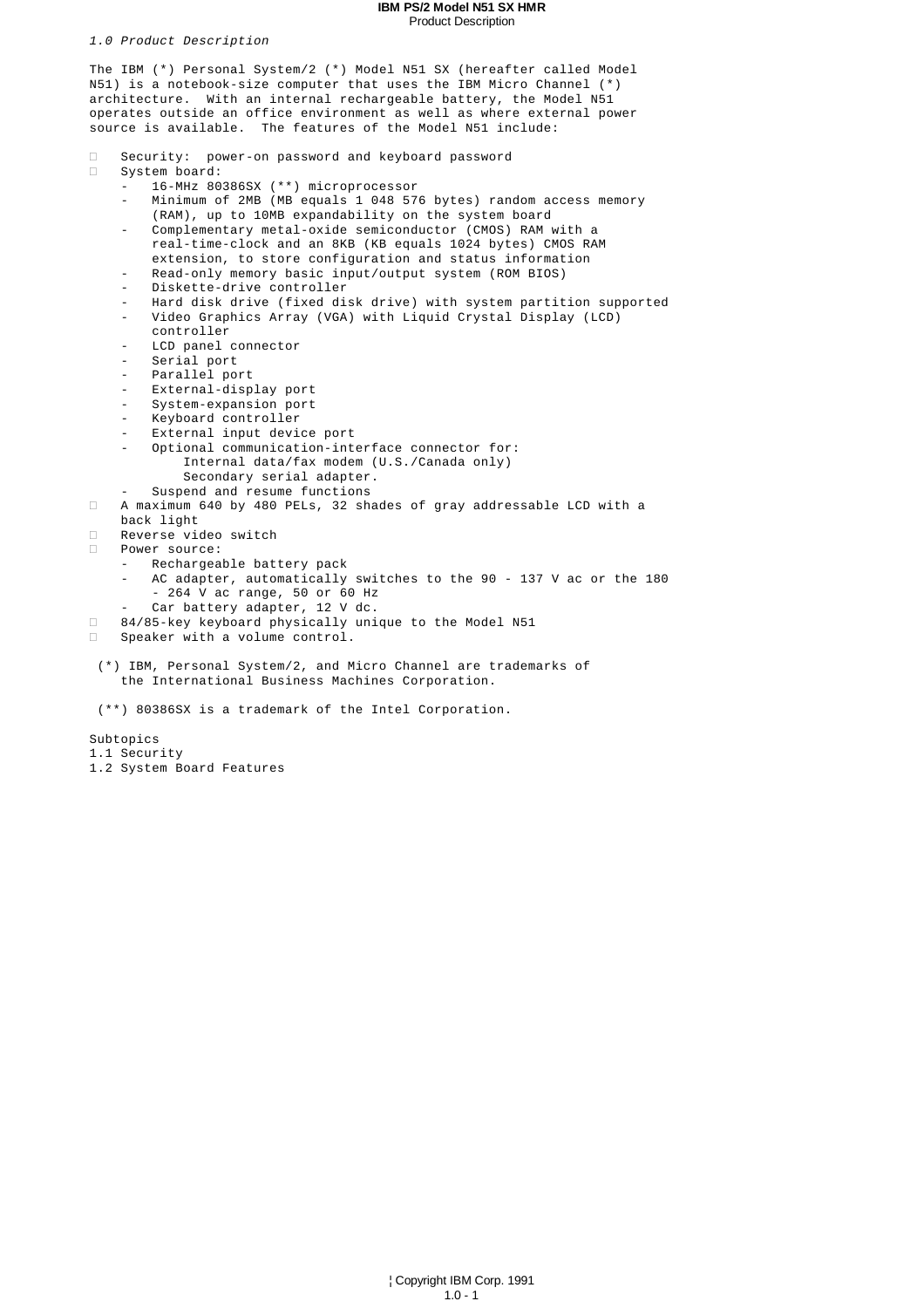*1.0 Product Description*

The IBM (*) Personal System/2 (*) Model N51 SX (hereafter called Model N51) is a notebook-size computer that uses the IBM Micro Channel (*) architecture. With an internal rechargeable battery, the Model N51 operates outside an office environment as well as where external power source is available. The features of the Model N51 include:

- Security: power-on password and keyboard password
- System board:
  - 16-MHz 80386SX (**) microprocessor
  - Minimum of 2MB (MB equals 1 048 576 bytes) random access memory (RAM), up to 10MB expandability on the system board
  - Complementary metal-oxide semiconductor (CMOS) RAM with a real-time-clock and an 8KB (KB equals 1024 bytes) CMOS RAM extension, to store configuration and status information
  - Read-only memory basic input/output system (ROM BIOS)
  - Diskette-drive controller
  - Hard disk drive (fixed disk drive) with system partition supported
  - Video Graphics Array (VGA) with Liquid Crystal Display (LCD) controller
  - LCD panel connector
  - Serial port
  - Parallel port
  - External-display port
  - System-expansion port
  - Keyboard controller
  - External input device port
  - Optional communication-interface connector for:
    - Internal data/fax modem (U.S./Canada only)
    - Secondary serial adapter.
  - Suspend and resume functions
- A maximum 640 by 480 PELs, 32 shades of gray addressable LCD with a back light
- Reverse video switch
- Power source:
  - Rechargeable battery pack
  - AC adapter, automatically switches to the 90 - 137 V ac or the 180 - 264 V ac range, 50 or 60 Hz
  - Car battery adapter, 12 V dc.
- 84/85-key keyboard physically unique to the Model N51
- Speaker with a volume control.

(*) IBM, Personal System/2, and Micro Channel are trademarks of the International Business Machines Corporation.

(**) 80386SX is a trademark of the Intel Corporation.

Subtopics

1.1 Security

1.2 System Board Features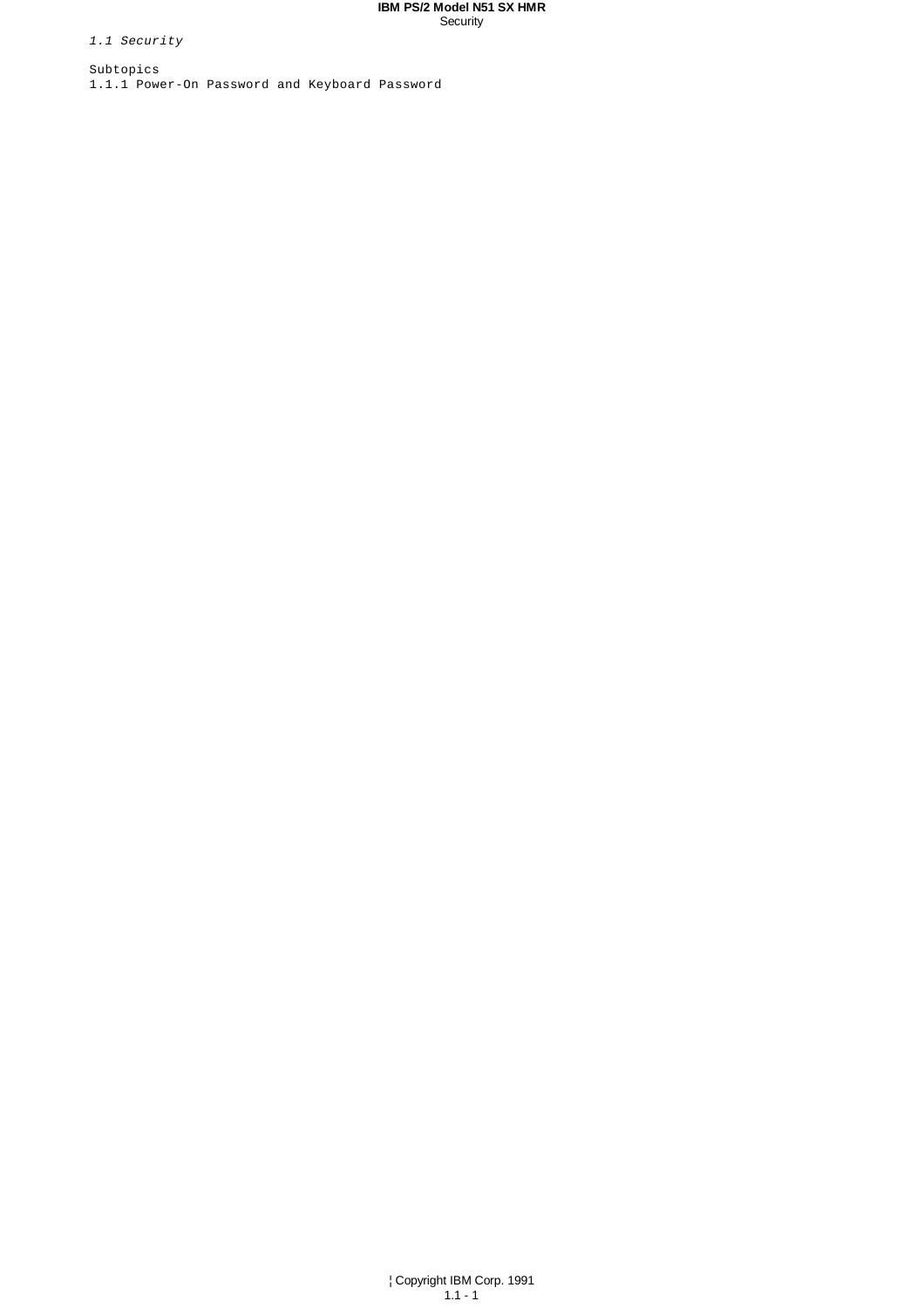## 1.1 Security

Subtopics

1.1.1 Power-On Password and Keyboard Password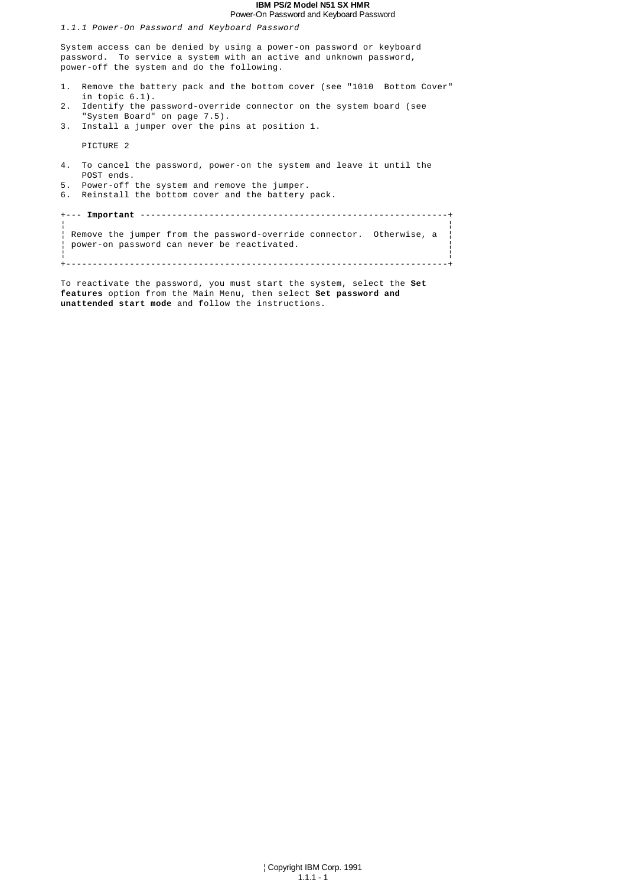### *1.1.1 Power-On Password and Keyboard Password*

System access can be denied by using a power-on password or keyboard password. To service a system with an active and unknown password, power-off the system and do the following.

1. Remove the battery pack and the bottom cover (see "1010 Bottom Cover" in topic 6.1).
2. Identify the password-override connector on the system board (see "System Board" on page 7.5).
3. Install a jumper over the pins at position 1.

   PICTURE 2

4. To cancel the password, power-on the system and leave it until the POST ends.
5. Power-off the system and remove the jumper.
6. Reinstall the bottom cover and the battery pack.

> **Important**
>
> Remove the jumper from the password-override connector. Otherwise, a power-on password can never be reactivated.

To reactivate the password, you must start the system, select the **Set features** option from the Main Menu, then select **Set password and unattended start mode** and follow the instructions.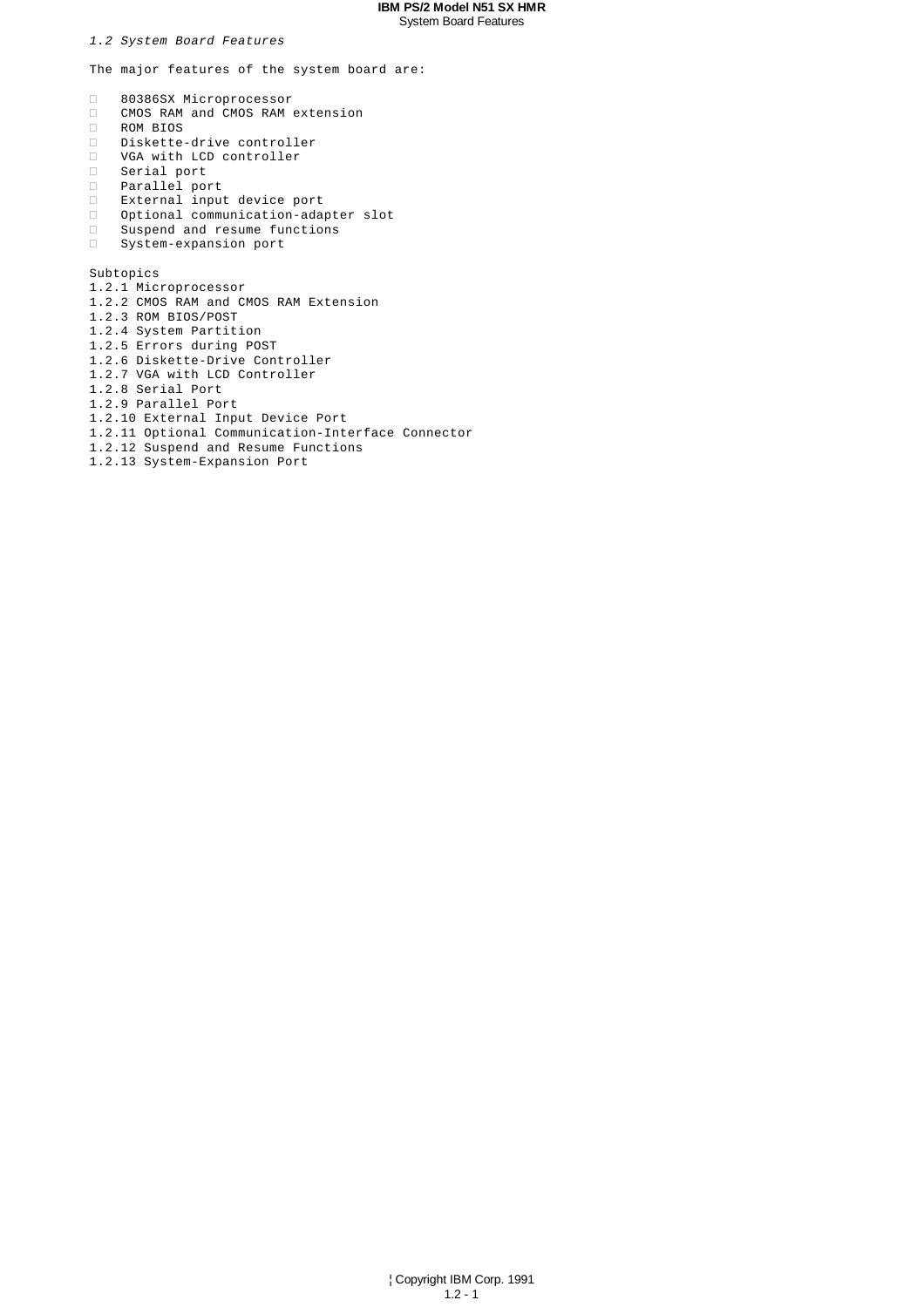## *1.2 System Board Features*

The major features of the system board are:

- 80386SX Microprocessor
- CMOS RAM and CMOS RAM extension
- ROM BIOS
- Diskette-drive controller
- VGA with LCD controller
- Serial port
- Parallel port
- External input device port
- Optional communication-adapter slot
- Suspend and resume functions
- System-expansion port

Subtopics

1.2.1 Microprocessor
1.2.2 CMOS RAM and CMOS RAM Extension
1.2.3 ROM BIOS/POST
1.2.4 System Partition
1.2.5 Errors during POST
1.2.6 Diskette-Drive Controller
1.2.7 VGA with LCD Controller
1.2.8 Serial Port
1.2.9 Parallel Port
1.2.10 External Input Device Port
1.2.11 Optional Communication-Interface Connector
1.2.12 Suspend and Resume Functions
1.2.13 System-Expansion Port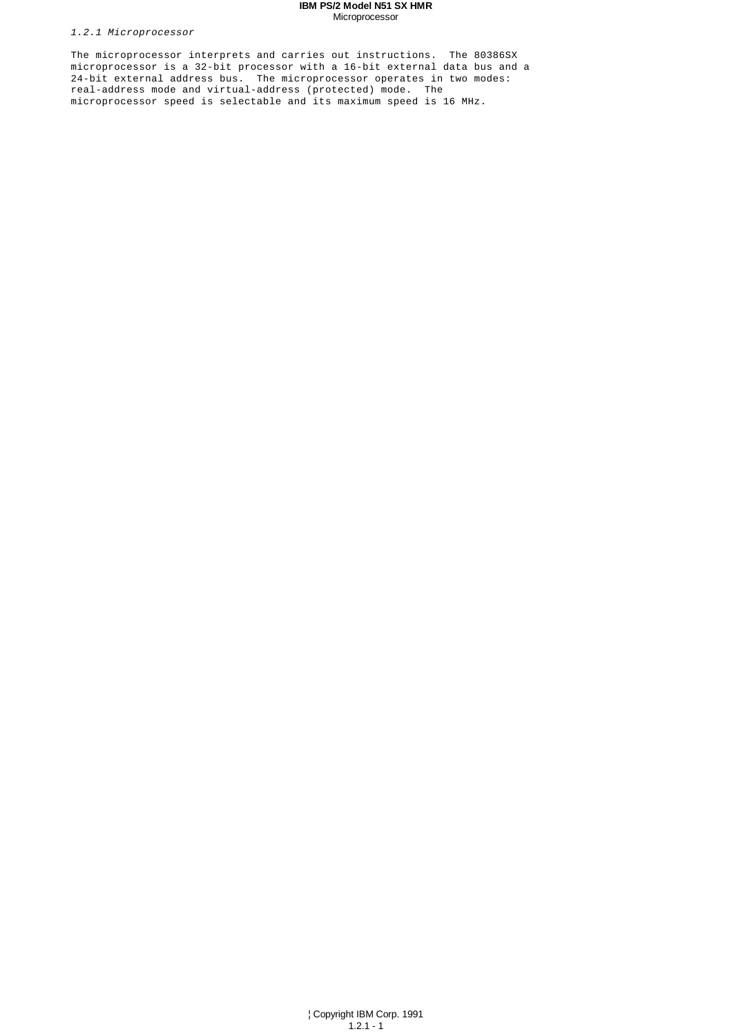### *1.2.1 Microprocessor*

The microprocessor interprets and carries out instructions. The 80386SX microprocessor is a 32-bit processor with a 16-bit external data bus and a 24-bit external address bus. The microprocessor operates in two modes: real-address mode and virtual-address (protected) mode. The microprocessor speed is selectable and its maximum speed is 16 MHz.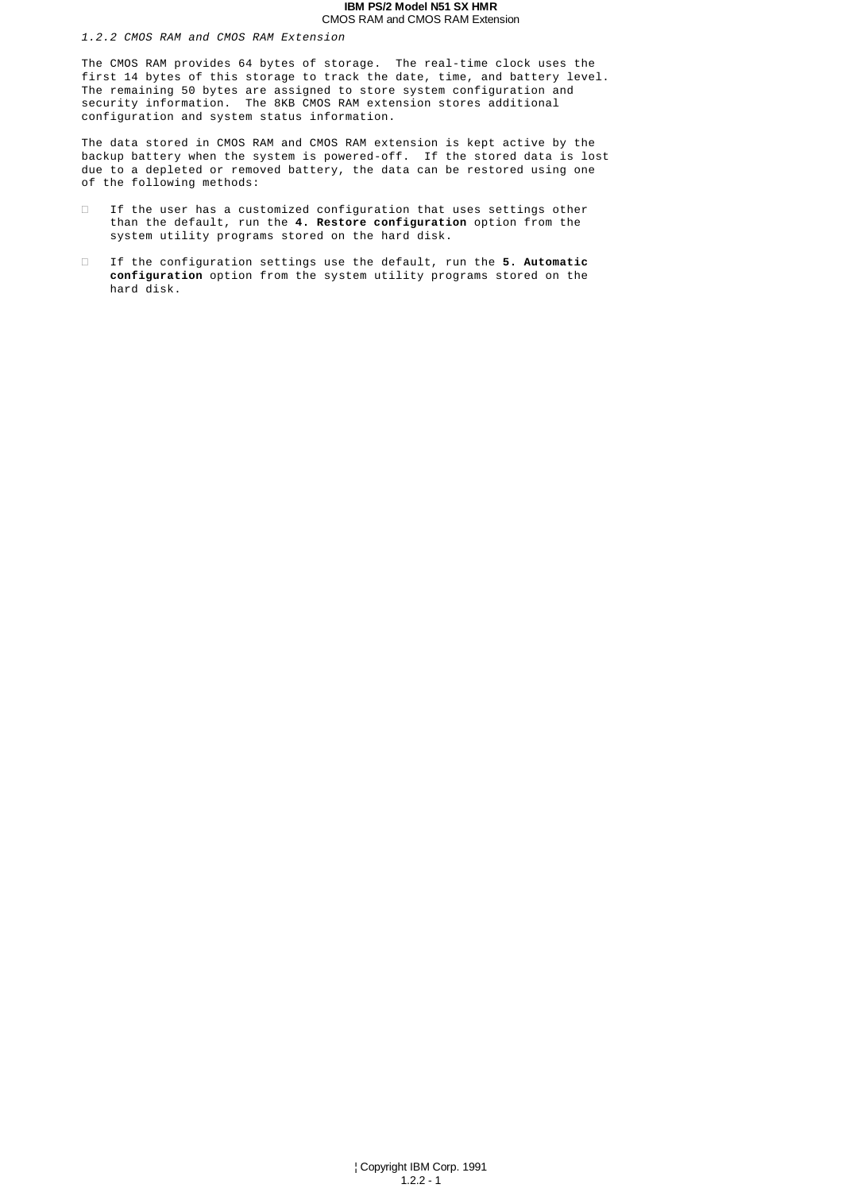### *1.2.2 CMOS RAM and CMOS RAM Extension*

The CMOS RAM provides 64 bytes of storage. The real-time clock uses the first 14 bytes of this storage to track the date, time, and battery level. The remaining 50 bytes are assigned to store system configuration and security information. The 8KB CMOS RAM extension stores additional configuration and system status information.

The data stored in CMOS RAM and CMOS RAM extension is kept active by the backup battery when the system is powered-off. If the stored data is lost due to a depleted or removed battery, the data can be restored using one of the following methods:

- If the user has a customized configuration that uses settings other than the default, run the **4. Restore configuration** option from the system utility programs stored on the hard disk.
- If the configuration settings use the default, run the **5. Automatic configuration** option from the system utility programs stored on the hard disk.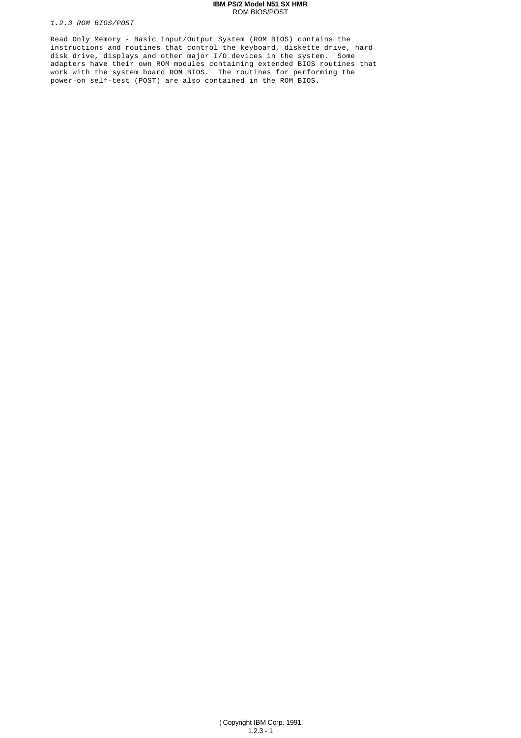*1.2.3 ROM BIOS/POST*

Read Only Memory - Basic Input/Output System (ROM BIOS) contains the instructions and routines that control the keyboard, diskette drive, hard disk drive, displays and other major I/O devices in the system. Some adapters have their own ROM modules containing extended BIOS routines that work with the system board ROM BIOS. The routines for performing the power-on self-test (POST) are also contained in the ROM BIOS.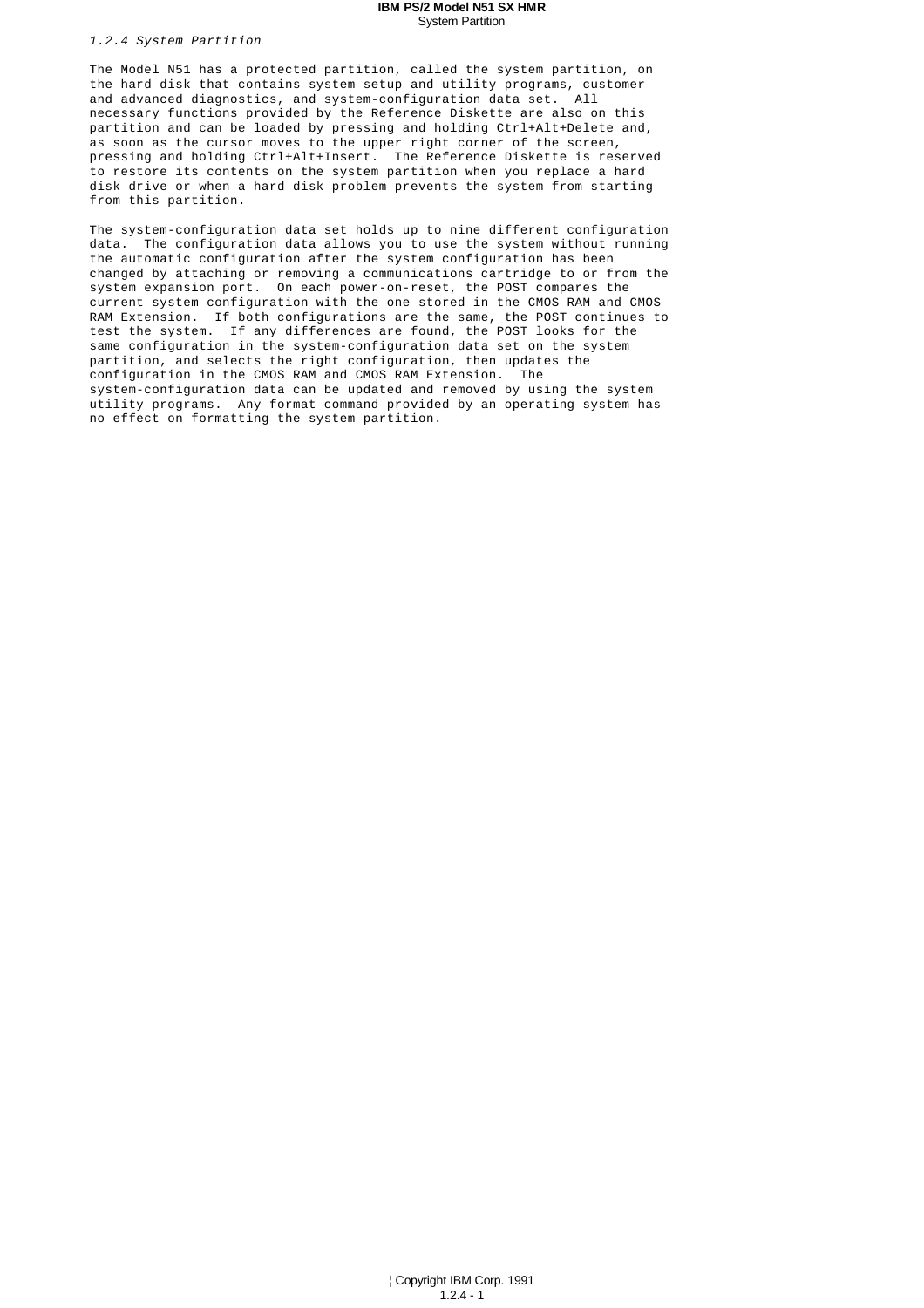*1.2.4 System Partition*

The Model N51 has a protected partition, called the system partition, on the hard disk that contains system setup and utility programs, customer and advanced diagnostics, and system-configuration data set. All necessary functions provided by the Reference Diskette are also on this partition and can be loaded by pressing and holding Ctrl+Alt+Delete and, as soon as the cursor moves to the upper right corner of the screen, pressing and holding Ctrl+Alt+Insert. The Reference Diskette is reserved to restore its contents on the system partition when you replace a hard disk drive or when a hard disk problem prevents the system from starting from this partition.

The system-configuration data set holds up to nine different configuration data. The configuration data allows you to use the system without running the automatic configuration after the system configuration has been changed by attaching or removing a communications cartridge to or from the system expansion port. On each power-on-reset, the POST compares the current system configuration with the one stored in the CMOS RAM and CMOS RAM Extension. If both configurations are the same, the POST continues to test the system. If any differences are found, the POST looks for the same configuration in the system-configuration data set on the system partition, and selects the right configuration, then updates the configuration in the CMOS RAM and CMOS RAM Extension. The system-configuration data can be updated and removed by using the system utility programs. Any format command provided by an operating system has no effect on formatting the system partition.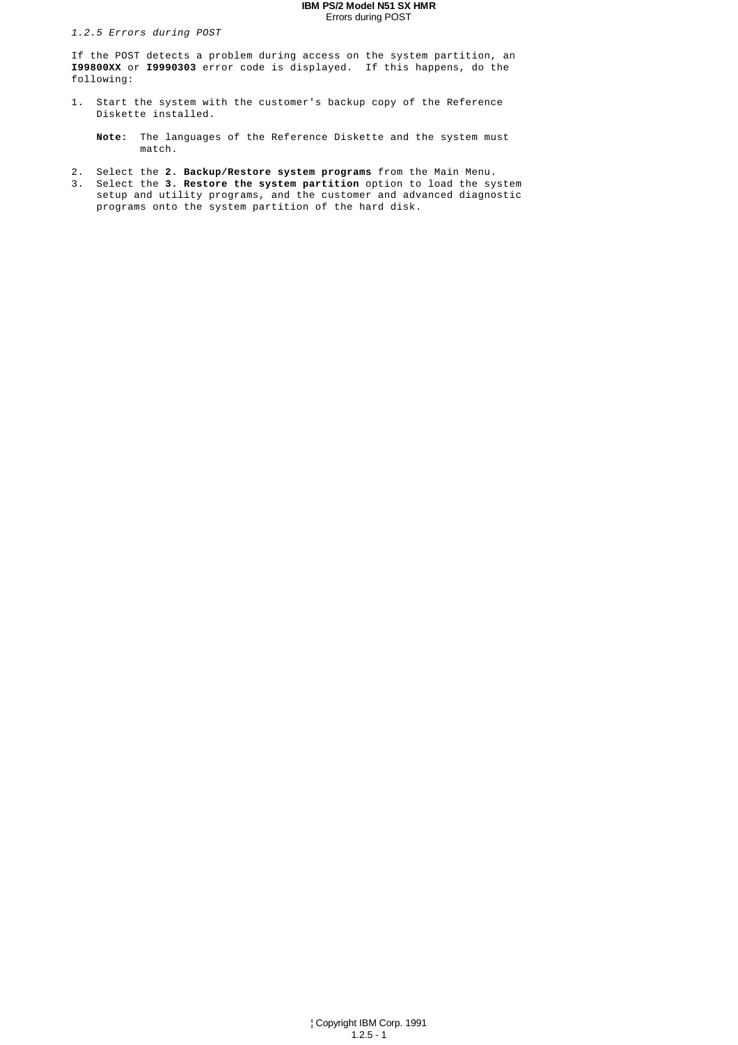### *1.2.5 Errors during POST*

If the POST detects a problem during access on the system partition, an **I99800XX** or **I9990303** error code is displayed. If this happens, do the following:

1. Start the system with the customer's backup copy of the Reference Diskette installed.

   **Note:** The languages of the Reference Diskette and the system must match.

2. Select the **2. Backup/Restore system programs** from the Main Menu.
3. Select the **3. Restore the system partition** option to load the system setup and utility programs, and the customer and advanced diagnostic programs onto the system partition of the hard disk.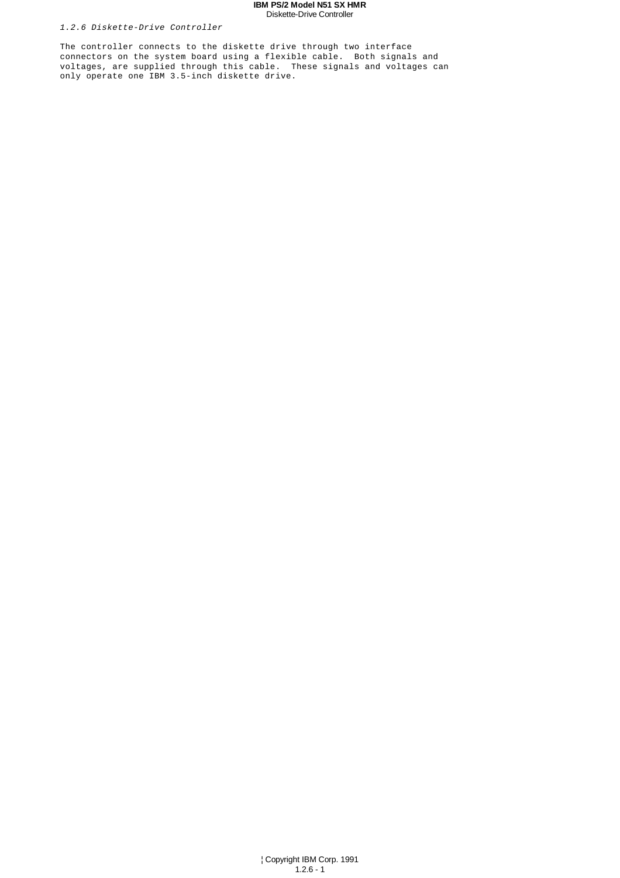### *1.2.6 Diskette-Drive Controller*

The controller connects to the diskette drive through two interface connectors on the system board using a flexible cable. Both signals and voltages, are supplied through this cable. These signals and voltages can only operate one IBM 3.5-inch diskette drive.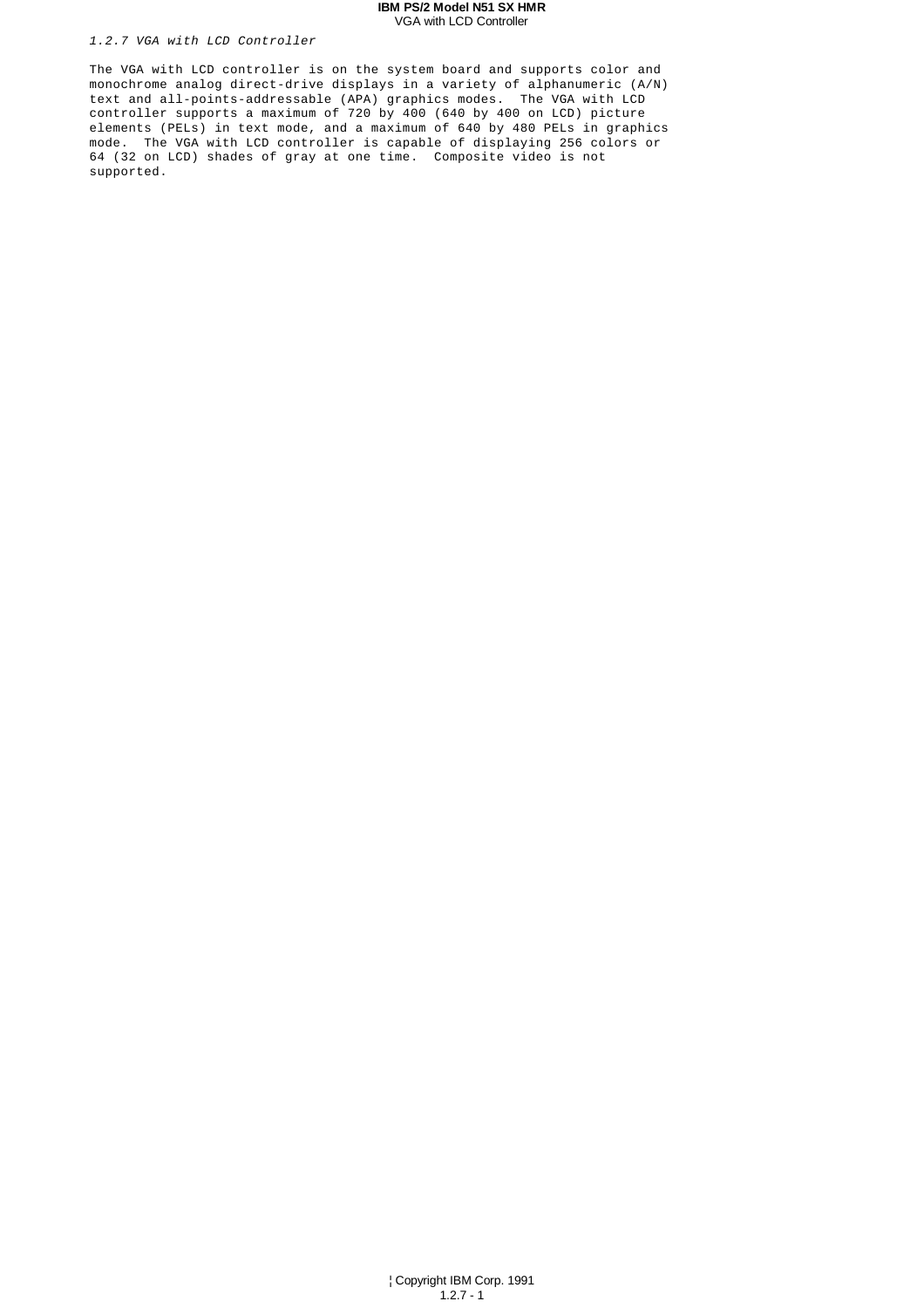*1.2.7 VGA with LCD Controller*

The VGA with LCD controller is on the system board and supports color and monochrome analog direct-drive displays in a variety of alphanumeric (A/N) text and all-points-addressable (APA) graphics modes. The VGA with LCD controller supports a maximum of 720 by 400 (640 by 400 on LCD) picture elements (PELs) in text mode, and a maximum of 640 by 480 PELs in graphics mode. The VGA with LCD controller is capable of displaying 256 colors or 64 (32 on LCD) shades of gray at one time. Composite video is not supported.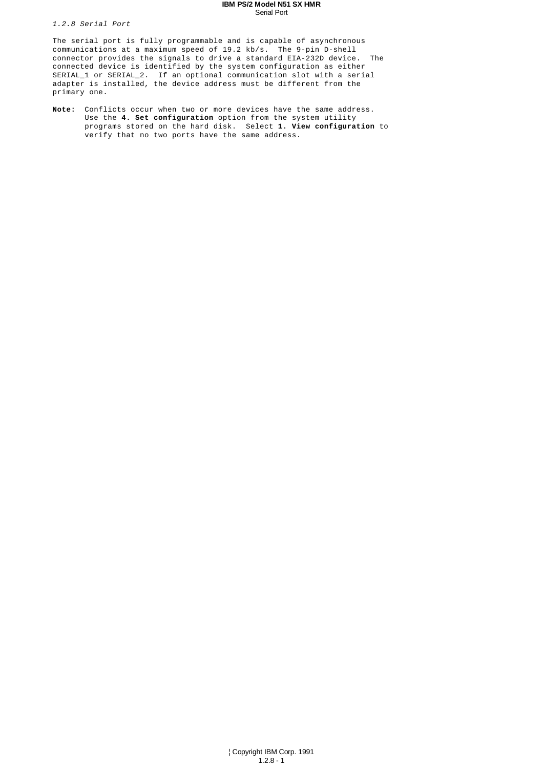### *1.2.8 Serial Port*

The serial port is fully programmable and is capable of asynchronous communications at a maximum speed of 19.2 kb/s. The 9-pin D-shell connector provides the signals to drive a standard EIA-232D device. The connected device is identified by the system configuration as either SERIAL_1 or SERIAL_2. If an optional communication slot with a serial adapter is installed, the device address must be different from the primary one.

**Note:** Conflicts occur when two or more devices have the same address. Use the **4. Set configuration** option from the system utility programs stored on the hard disk. Select **1. View configuration** to verify that no two ports have the same address.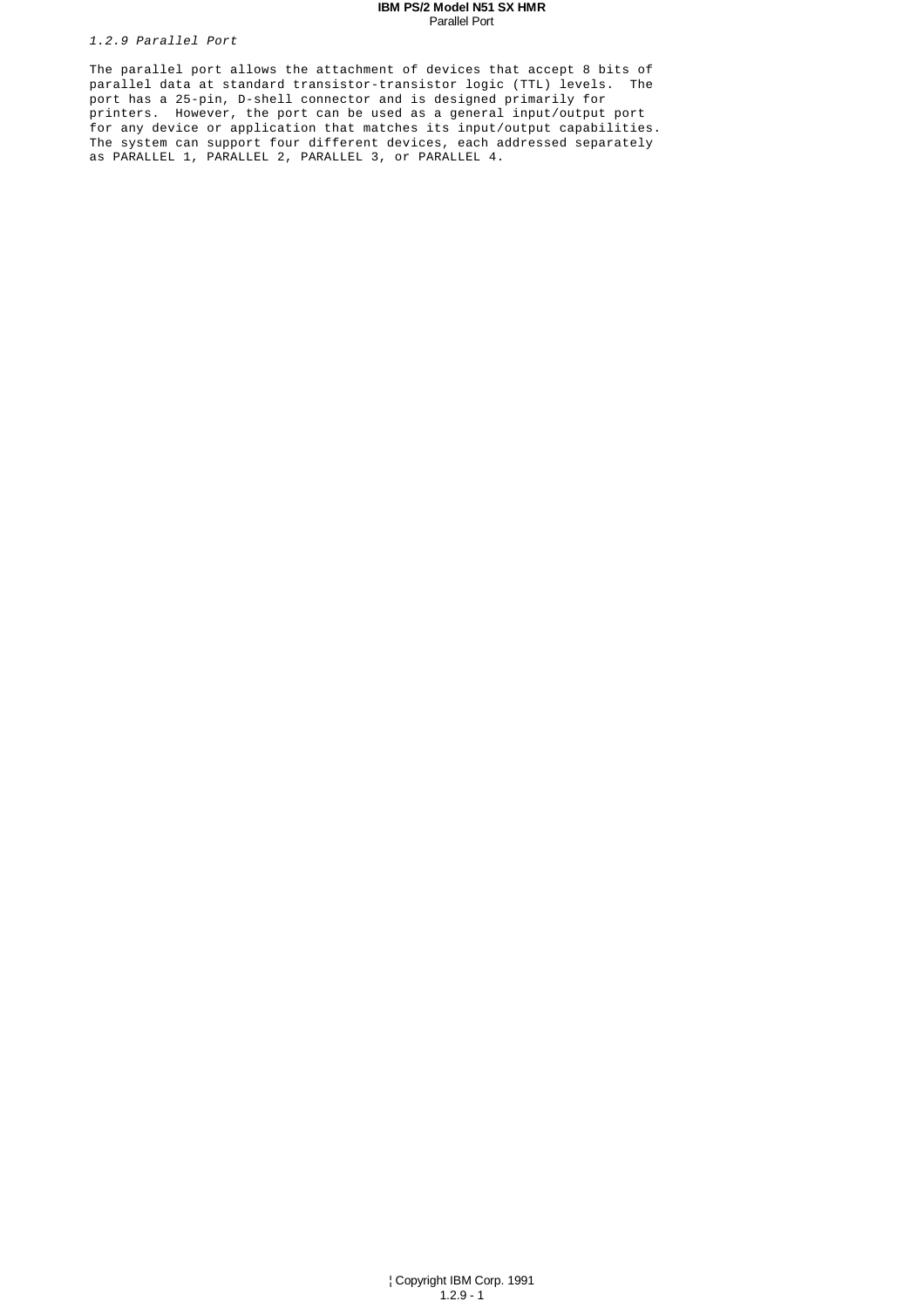### 1.2.9 Parallel Port

The parallel port allows the attachment of devices that accept 8 bits of parallel data at standard transistor-transistor logic (TTL) levels. The port has a 25-pin, D-shell connector and is designed primarily for printers. However, the port can be used as a general input/output port for any device or application that matches its input/output capabilities. The system can support four different devices, each addressed separately as PARALLEL 1, PARALLEL 2, PARALLEL 3, or PARALLEL 4.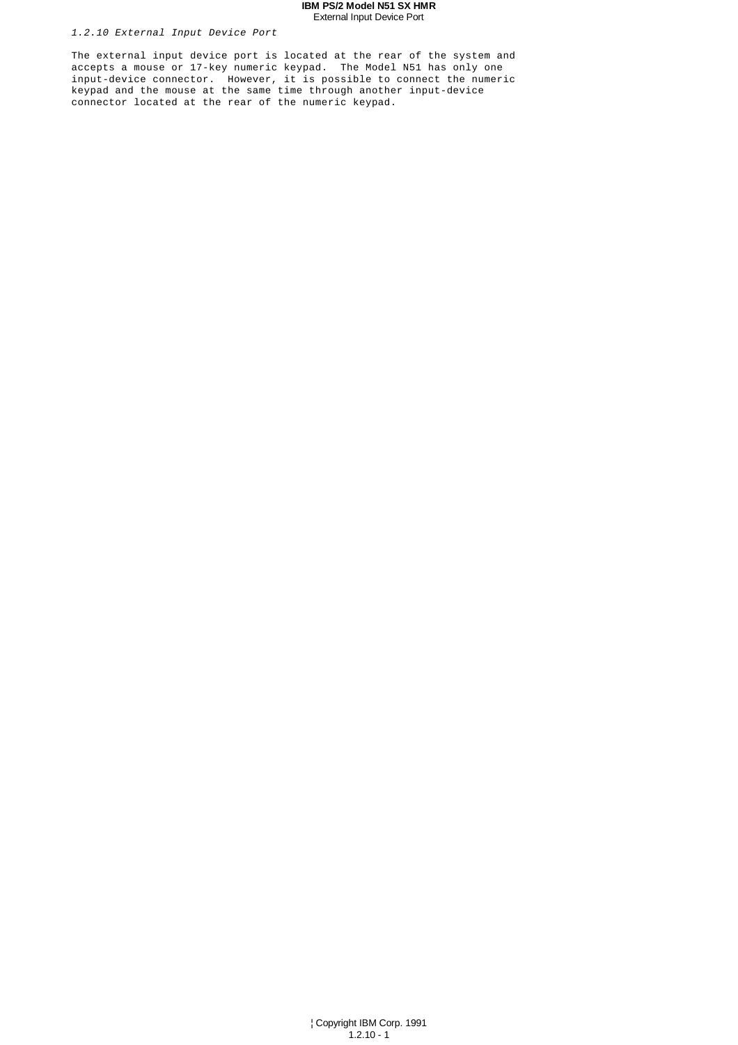### 1.2.10 External Input Device Port

The external input device port is located at the rear of the system and accepts a mouse or 17-key numeric keypad. The Model N51 has only one input-device connector. However, it is possible to connect the numeric keypad and the mouse at the same time through another input-device connector located at the rear of the numeric keypad.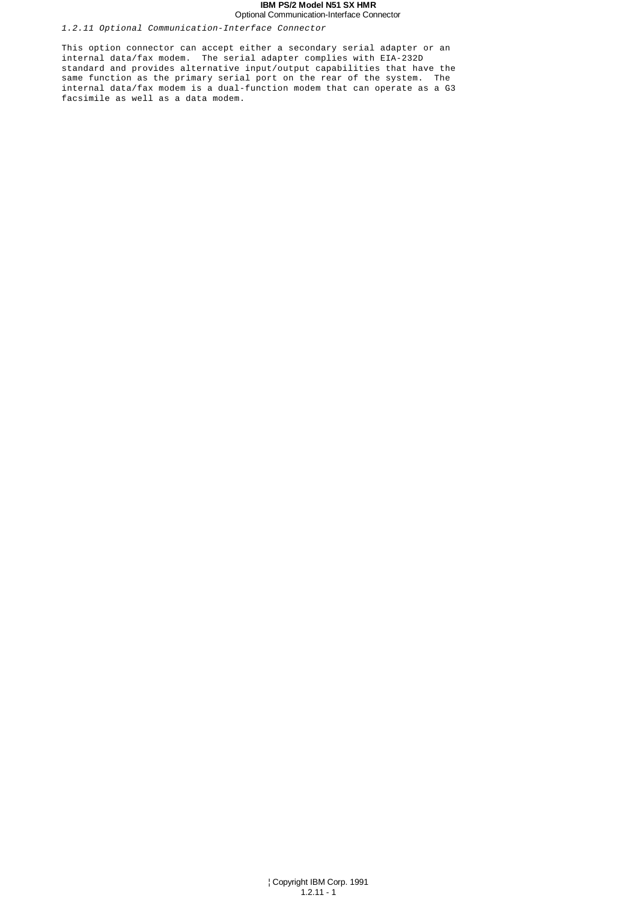### *1.2.11 Optional Communication-Interface Connector*

This option connector can accept either a secondary serial adapter or an internal data/fax modem. The serial adapter complies with EIA-232D standard and provides alternative input/output capabilities that have the same function as the primary serial port on the rear of the system. The internal data/fax modem is a dual-function modem that can operate as a G3 facsimile as well as a data modem.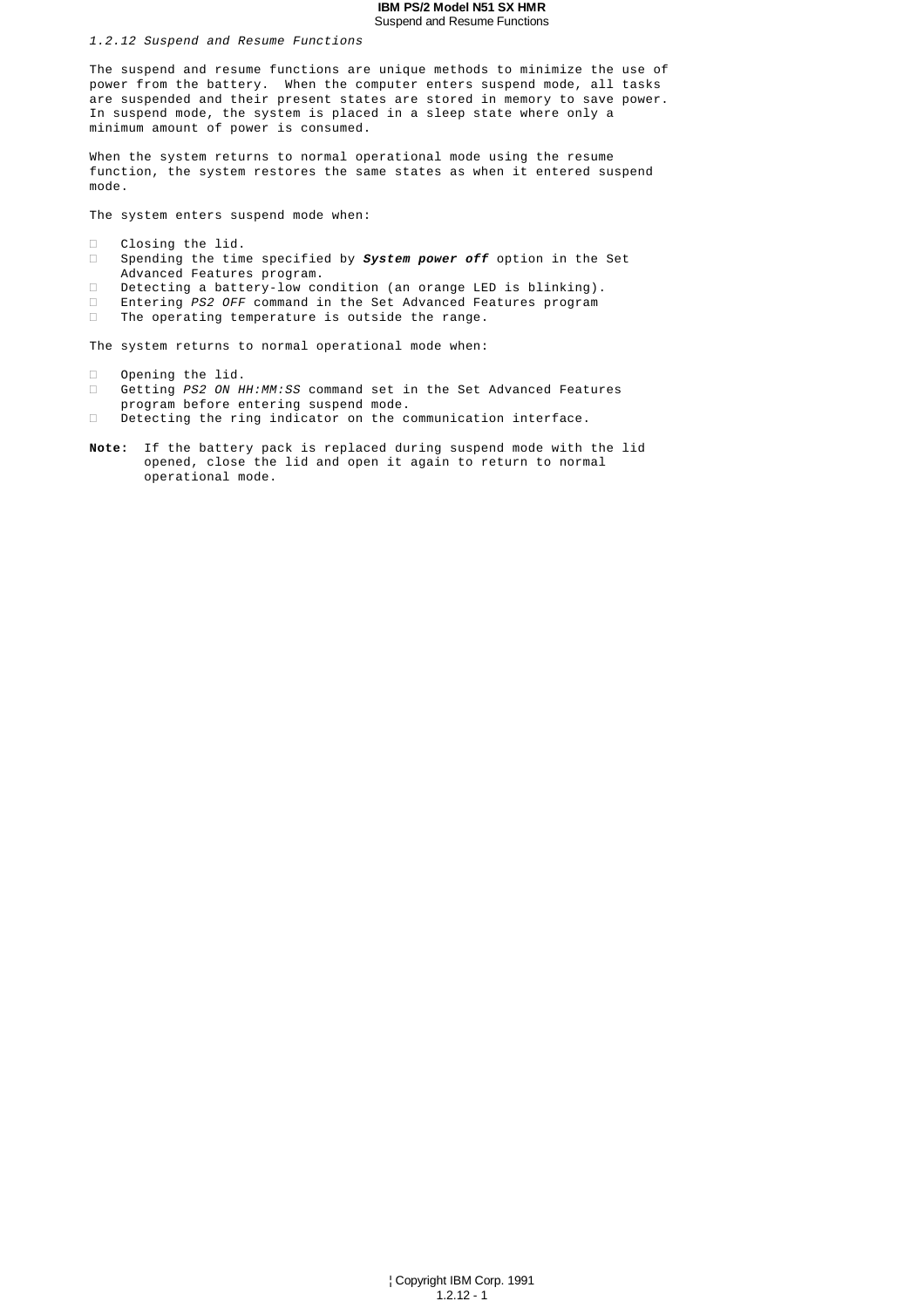### 1.2.12 Suspend and Resume Functions

The suspend and resume functions are unique methods to minimize the use of power from the battery. When the computer enters suspend mode, all tasks are suspended and their present states are stored in memory to save power. In suspend mode, the system is placed in a sleep state where only a minimum amount of power is consumed.

When the system returns to normal operational mode using the resume function, the system restores the same states as when it entered suspend mode.

The system enters suspend mode when:

- Closing the lid.
- Spending the time specified by ***System power off*** option in the Set Advanced Features program.
- Detecting a battery-low condition (an orange LED is blinking).
- Entering *PS2 OFF* command in the Set Advanced Features program
- The operating temperature is outside the range.

The system returns to normal operational mode when:

- Opening the lid.
- Getting *PS2 ON HH:MM:SS* command set in the Set Advanced Features program before entering suspend mode.
- Detecting the ring indicator on the communication interface.

**Note:** If the battery pack is replaced during suspend mode with the lid opened, close the lid and open it again to return to normal operational mode.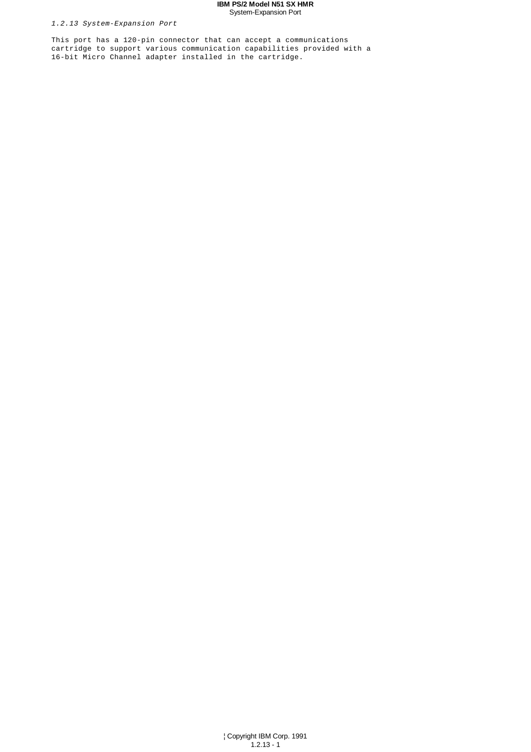*1.2.13 System-Expansion Port*

This port has a 120-pin connector that can accept a communications cartridge to support various communication capabilities provided with a 16-bit Micro Channel adapter installed in the cartridge.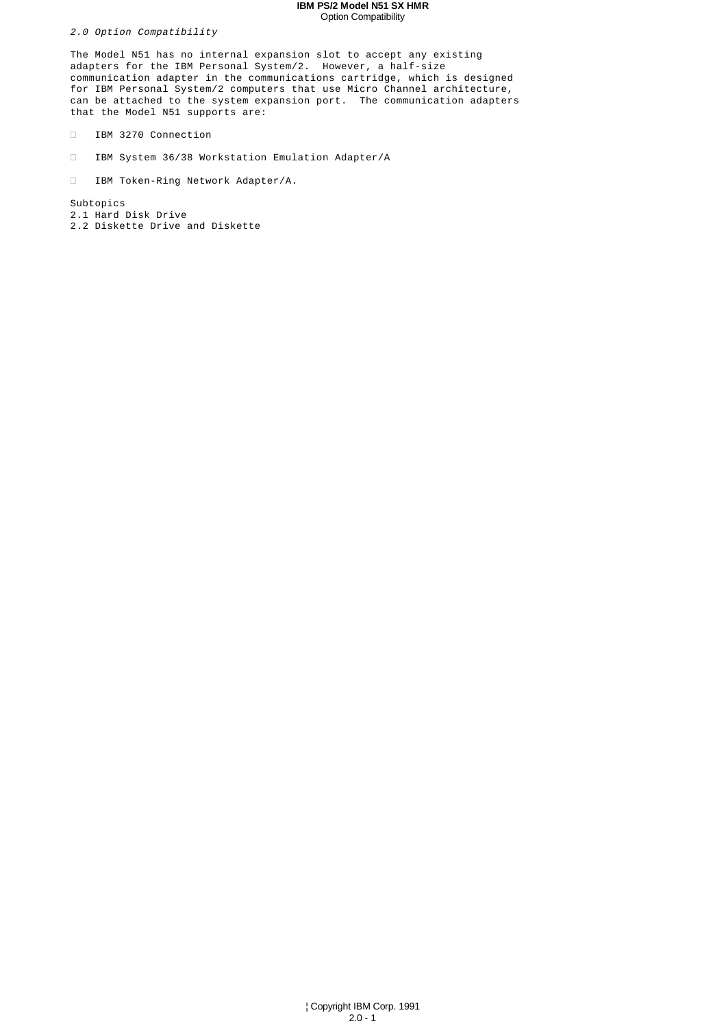## *2.0 Option Compatibility*

The Model N51 has no internal expansion slot to accept any existing adapters for the IBM Personal System/2. However, a half-size communication adapter in the communications cartridge, which is designed for IBM Personal System/2 computers that use Micro Channel architecture, can be attached to the system expansion port. The communication adapters that the Model N51 supports are:

- IBM 3270 Connection
- IBM System 36/38 Workstation Emulation Adapter/A
- IBM Token-Ring Network Adapter/A.

Subtopics

2.1 Hard Disk Drive

2.2 Diskette Drive and Diskette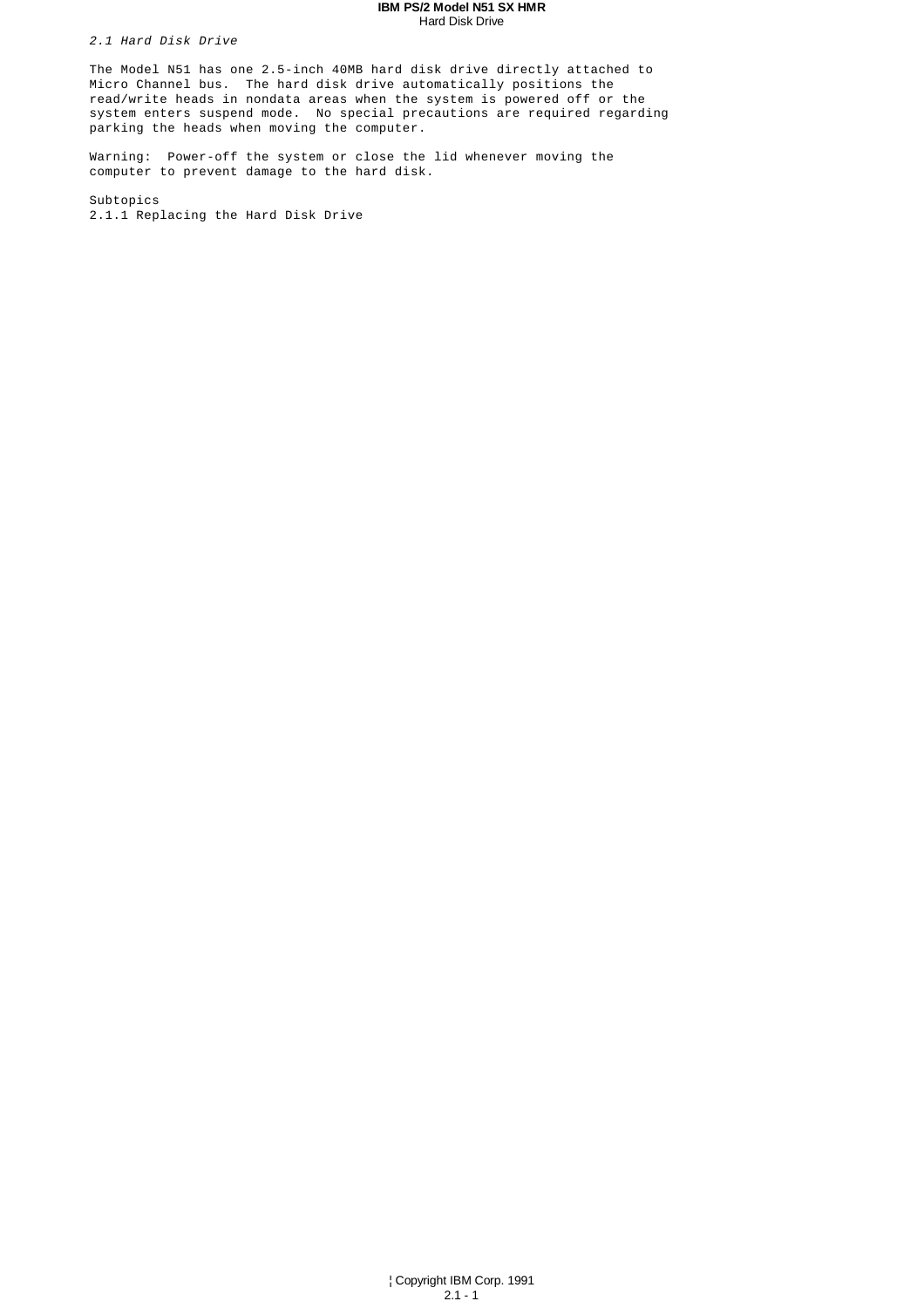*2.1 Hard Disk Drive*

The Model N51 has one 2.5-inch 40MB hard disk drive directly attached to Micro Channel bus. The hard disk drive automatically positions the read/write heads in nondata areas when the system is powered off or the system enters suspend mode. No special precautions are required regarding parking the heads when moving the computer.

Warning: Power-off the system or close the lid whenever moving the computer to prevent damage to the hard disk.

Subtopics
2.1.1 Replacing the Hard Disk Drive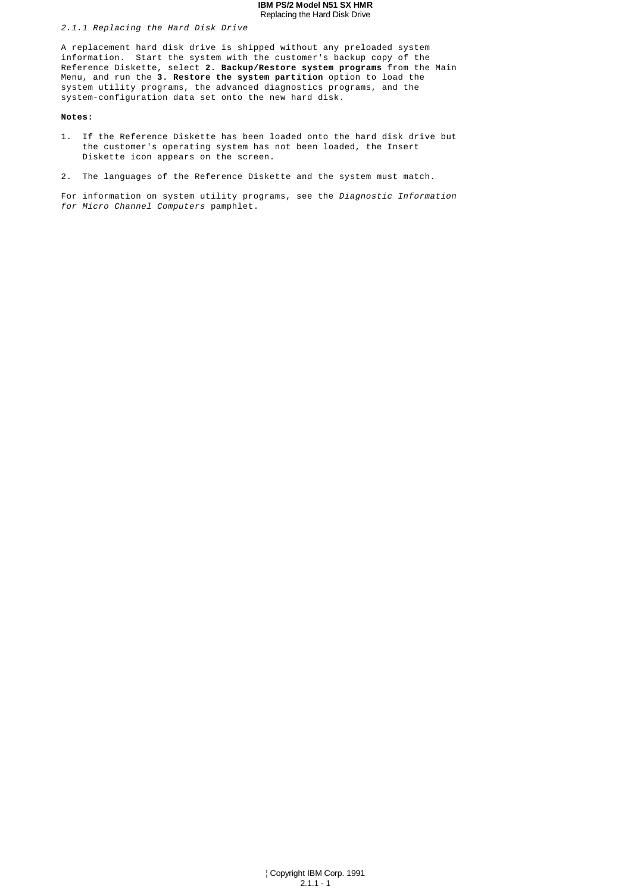### *2.1.1 Replacing the Hard Disk Drive*

A replacement hard disk drive is shipped without any preloaded system information. Start the system with the customer's backup copy of the Reference Diskette, select **2. Backup/Restore system programs** from the Main Menu, and run the **3. Restore the system partition** option to load the system utility programs, the advanced diagnostics programs, and the system-configuration data set onto the new hard disk.

**Notes:**

1. If the Reference Diskette has been loaded onto the hard disk drive but the customer's operating system has not been loaded, the Insert Diskette icon appears on the screen.

2. The languages of the Reference Diskette and the system must match.

For information on system utility programs, see the *Diagnostic Information for Micro Channel Computers* pamphlet.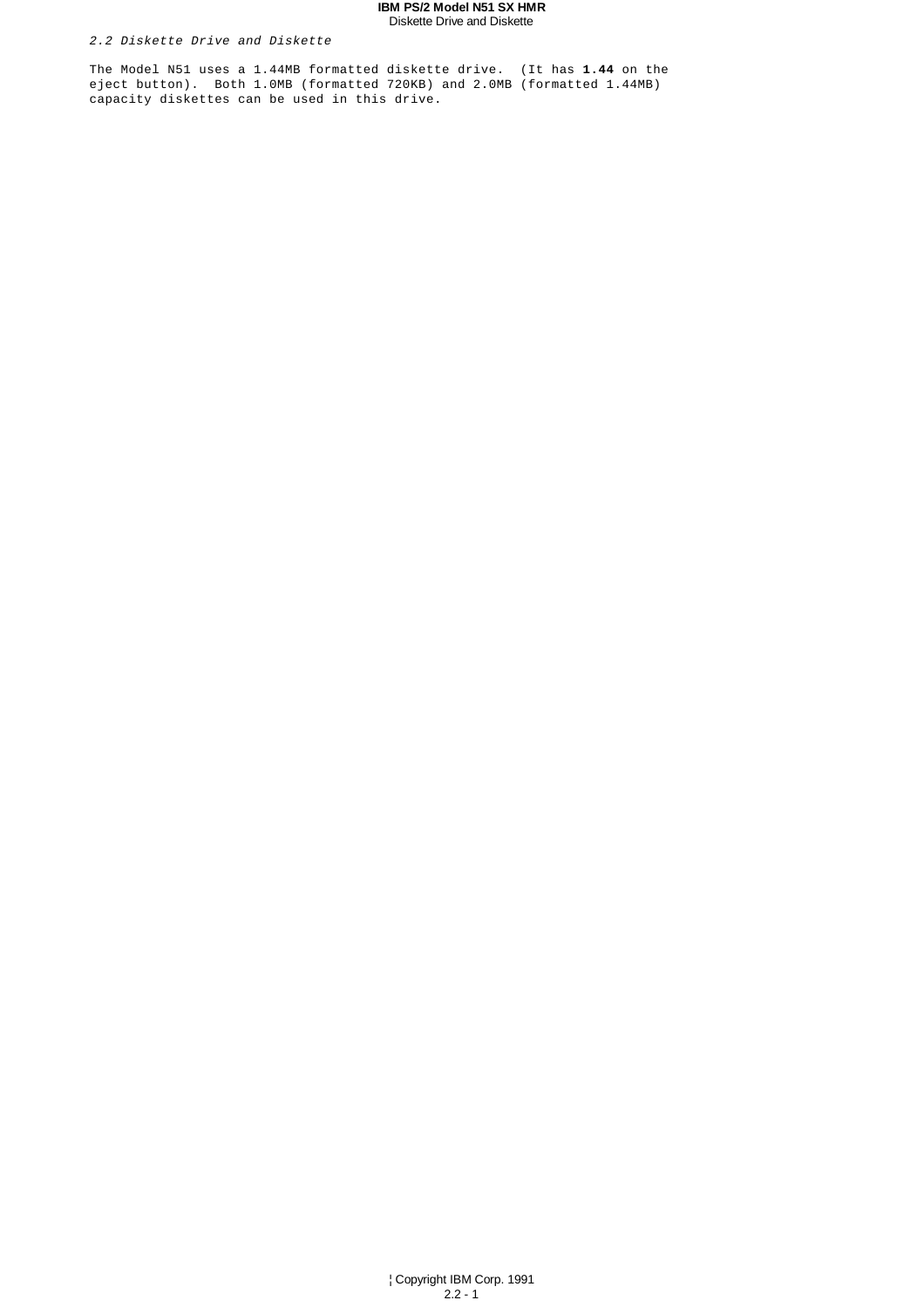## *2.2 Diskette Drive and Diskette*

The Model N51 uses a 1.44MB formatted diskette drive. (It has **1.44** on the eject button). Both 1.0MB (formatted 720KB) and 2.0MB (formatted 1.44MB) capacity diskettes can be used in this drive.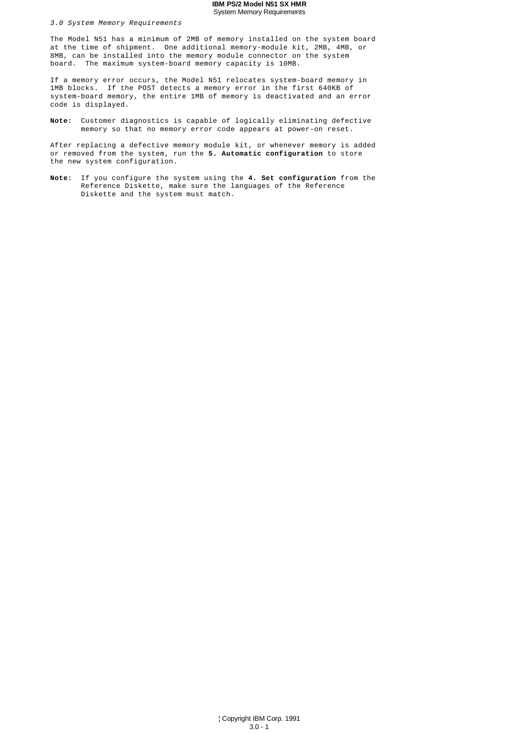## *3.0 System Memory Requirements*

The Model N51 has a minimum of 2MB of memory installed on the system board at the time of shipment. One additional memory-module kit, 2MB, 4MB, or 8MB, can be installed into the memory module connector on the system board. The maximum system-board memory capacity is 10MB.

If a memory error occurs, the Model N51 relocates system-board memory in 1MB blocks. If the POST detects a memory error in the first 640KB of system-board memory, the entire 1MB of memory is deactivated and an error code is displayed.

**Note:** Customer diagnostics is capable of logically eliminating defective memory so that no memory error code appears at power-on reset.

After replacing a defective memory module kit, or whenever memory is added or removed from the system, run the **5. Automatic configuration** to store the new system configuration.

**Note:** If you configure the system using the **4. Set configuration** from the Reference Diskette, make sure the languages of the Reference Diskette and the system must match.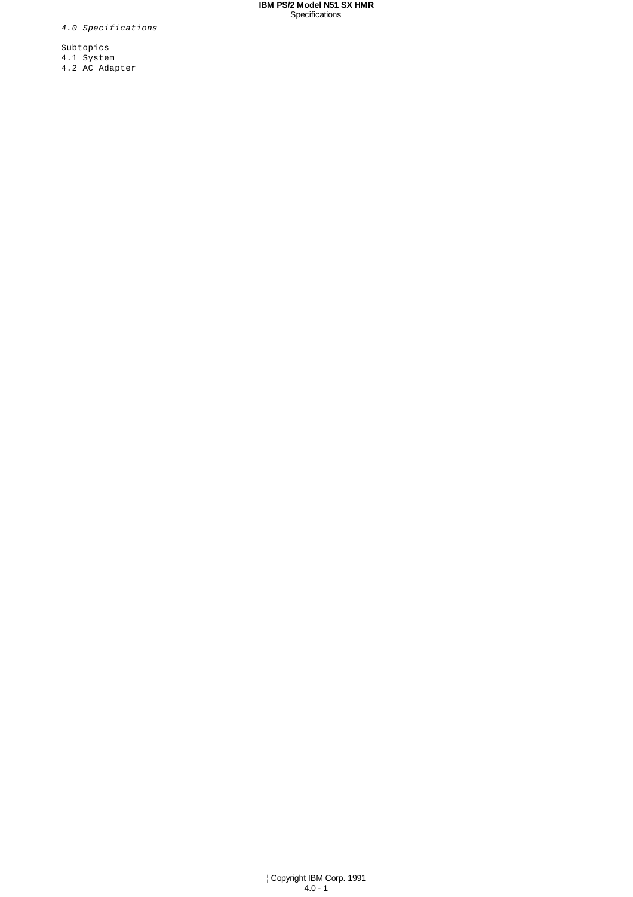*4.0 Specifications*

Subtopics

4.1 System

4.2 AC Adapter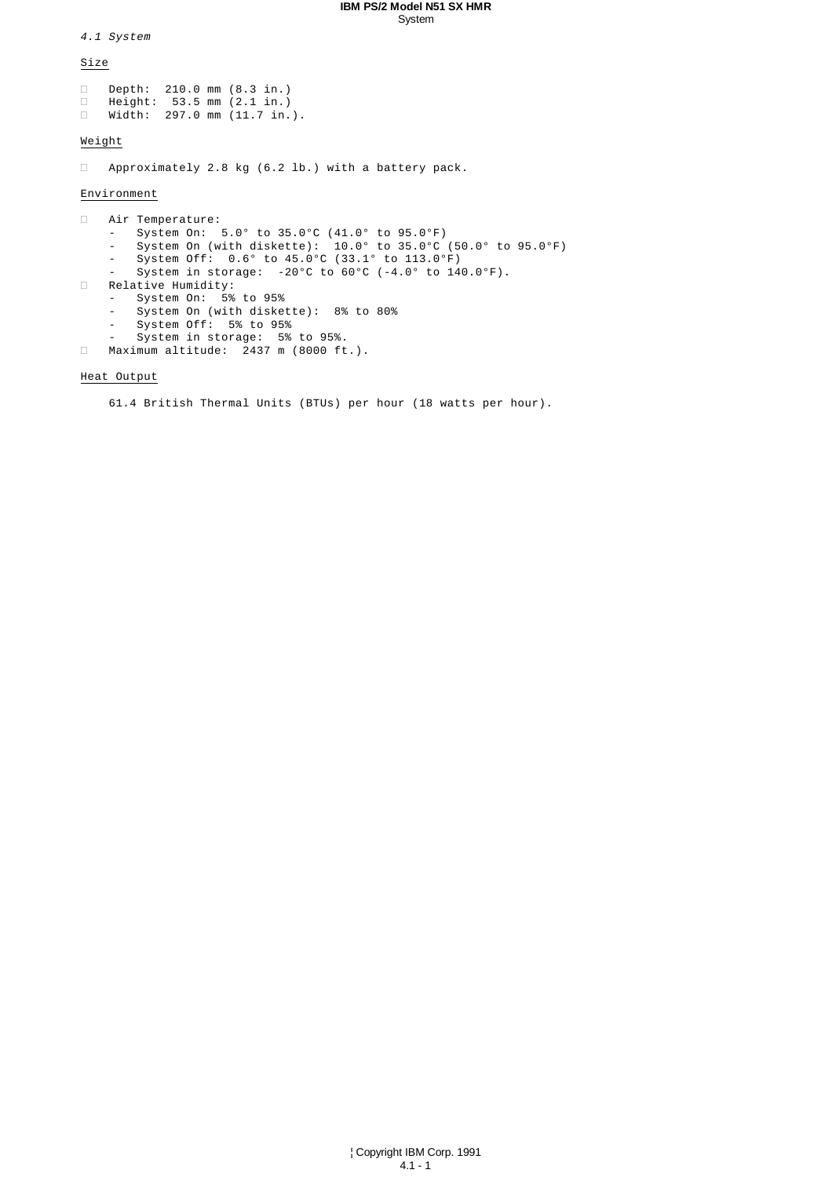## 4.1 System

### Size

- Depth: 210.0 mm (8.3 in.)
- Height: 53.5 mm (2.1 in.)
- Width: 297.0 mm (11.7 in.).

### Weight

- Approximately 2.8 kg (6.2 lb.) with a battery pack.

### Environment

- Air Temperature:
  - System On: 5.0° to 35.0°C (41.0° to 95.0°F)
  - System On (with diskette): 10.0° to 35.0°C (50.0° to 95.0°F)
  - System Off: 0.6° to 45.0°C (33.1° to 113.0°F)
  - System in storage: -20°C to 60°C (-4.0° to 140.0°F).
- Relative Humidity:
  - System On: 5% to 95%
  - System On (with diskette): 8% to 80%
  - System Off: 5% to 95%
  - System in storage: 5% to 95%.
- Maximum altitude: 2437 m (8000 ft.).

### Heat Output

61.4 British Thermal Units (BTUs) per hour (18 watts per hour).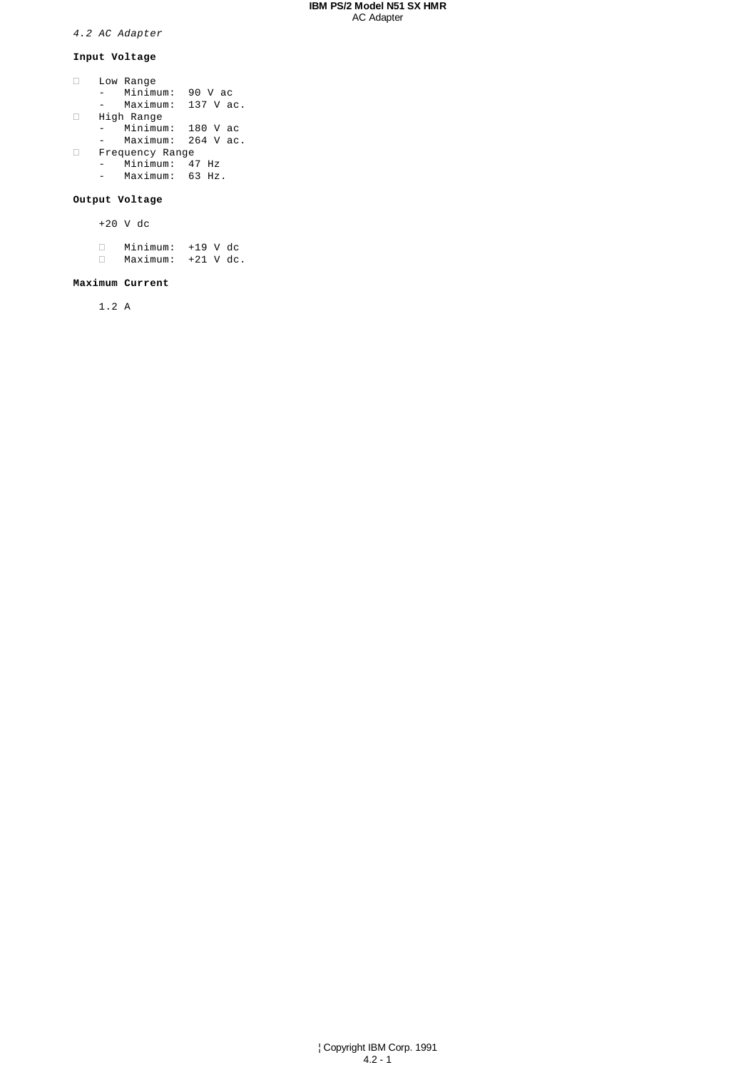## 4.2 AC Adapter

### Input Voltage

- Low Range
  - Minimum: 90 V ac
  - Maximum: 137 V ac.
- High Range
  - Minimum: 180 V ac
  - Maximum: 264 V ac.
- Frequency Range
  - Minimum: 47 Hz
  - Maximum: 63 Hz.

### Output Voltage

+20 V dc

- Minimum: +19 V dc
- Maximum: +21 V dc.

### Maximum Current

1.2 A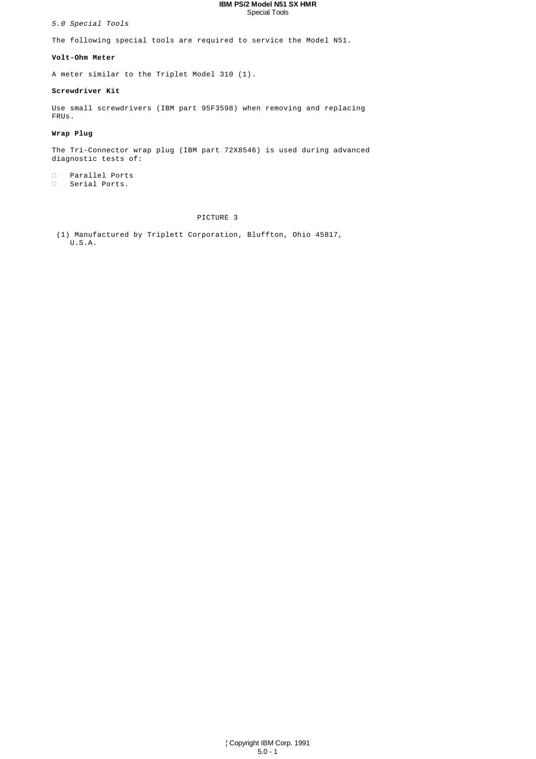*5.0 Special Tools*

The following special tools are required to service the Model N51.

**Volt-Ohm Meter**

A meter similar to the Triplet Model 310 (1).

**Screwdriver Kit**

Use small screwdrivers (IBM part 95F3598) when removing and replacing FRUs.

**Wrap Plug**

The Tri-Connector wrap plug (IBM part 72X8546) is used during advanced diagnostic tests of:

- Parallel Ports
- Serial Ports.

PICTURE 3

(1) Manufactured by Triplett Corporation, Bluffton, Ohio 45817, U.S.A.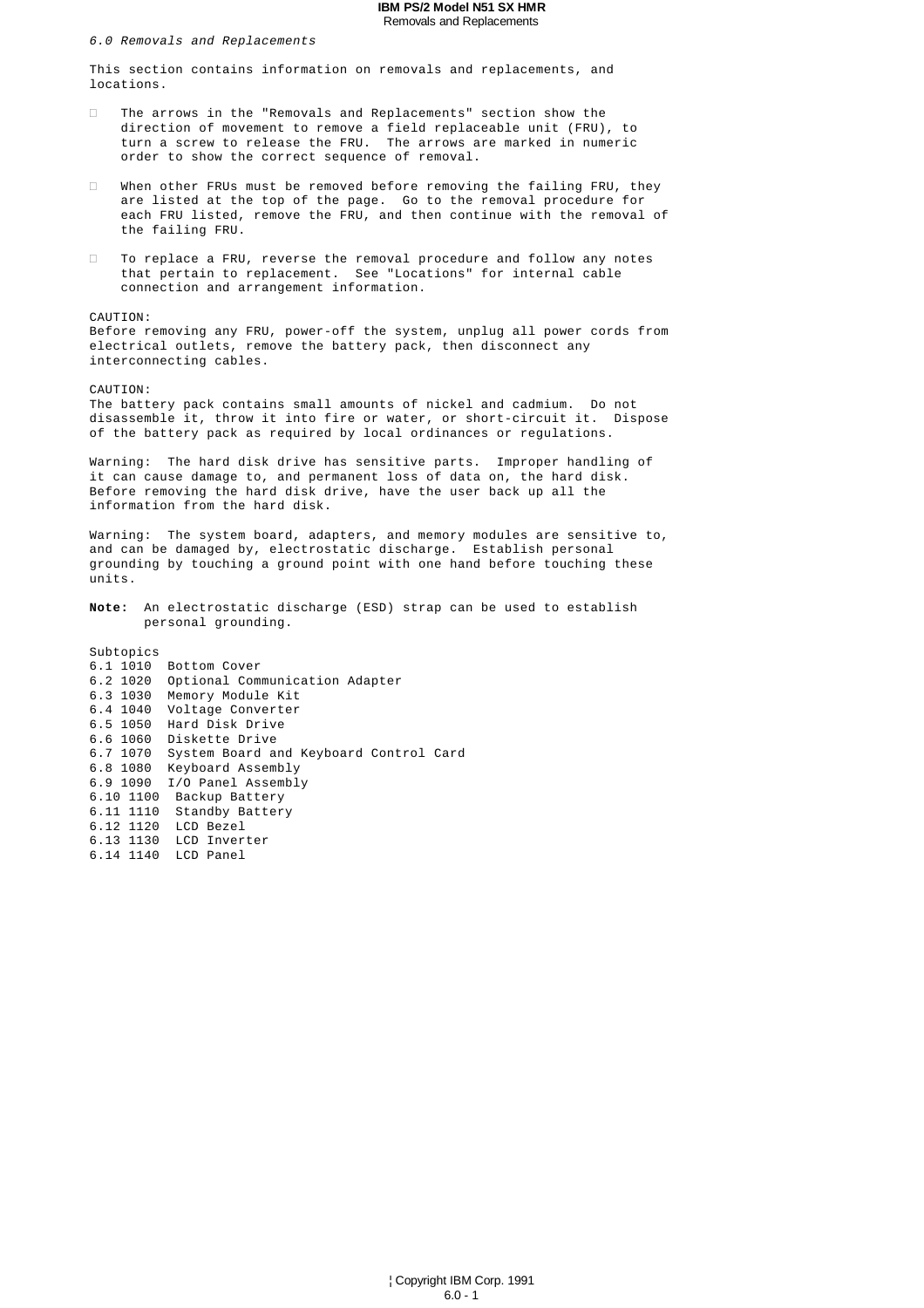*6.0 Removals and Replacements*

This section contains information on removals and replacements, and locations.

- The arrows in the "Removals and Replacements" section show the direction of movement to remove a field replaceable unit (FRU), to turn a screw to release the FRU. The arrows are marked in numeric order to show the correct sequence of removal.

- When other FRUs must be removed before removing the failing FRU, they are listed at the top of the page. Go to the removal procedure for each FRU listed, remove the FRU, and then continue with the removal of the failing FRU.

- To replace a FRU, reverse the removal procedure and follow any notes that pertain to replacement. See "Locations" for internal cable connection and arrangement information.

CAUTION:
Before removing any FRU, power-off the system, unplug all power cords from electrical outlets, remove the battery pack, then disconnect any interconnecting cables.

CAUTION:
The battery pack contains small amounts of nickel and cadmium. Do not disassemble it, throw it into fire or water, or short-circuit it. Dispose of the battery pack as required by local ordinances or regulations.

Warning: The hard disk drive has sensitive parts. Improper handling of it can cause damage to, and permanent loss of data on, the hard disk. Before removing the hard disk drive, have the user back up all the information from the hard disk.

Warning: The system board, adapters, and memory modules are sensitive to, and can be damaged by, electrostatic discharge. Establish personal grounding by touching a ground point with one hand before touching these units.

**Note:** An electrostatic discharge (ESD) strap can be used to establish personal grounding.

Subtopics
6.1 1010 Bottom Cover
6.2 1020 Optional Communication Adapter
6.3 1030 Memory Module Kit
6.4 1040 Voltage Converter
6.5 1050 Hard Disk Drive
6.6 1060 Diskette Drive
6.7 1070 System Board and Keyboard Control Card
6.8 1080 Keyboard Assembly
6.9 1090 I/O Panel Assembly
6.10 1100 Backup Battery
6.11 1110 Standby Battery
6.12 1120 LCD Bezel
6.13 1130 LCD Inverter
6.14 1140 LCD Panel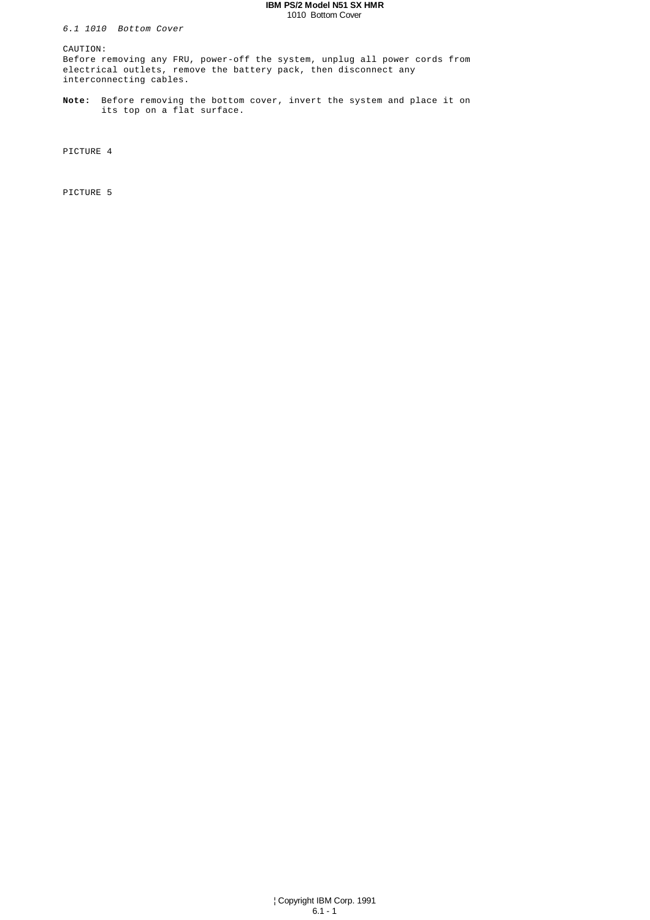## *6.1 1010 Bottom Cover*

CAUTION:
Before removing any FRU, power-off the system, unplug all power cords from electrical outlets, remove the battery pack, then disconnect any interconnecting cables.

**Note:** Before removing the bottom cover, invert the system and place it on its top on a flat surface.

PICTURE 4

PICTURE 5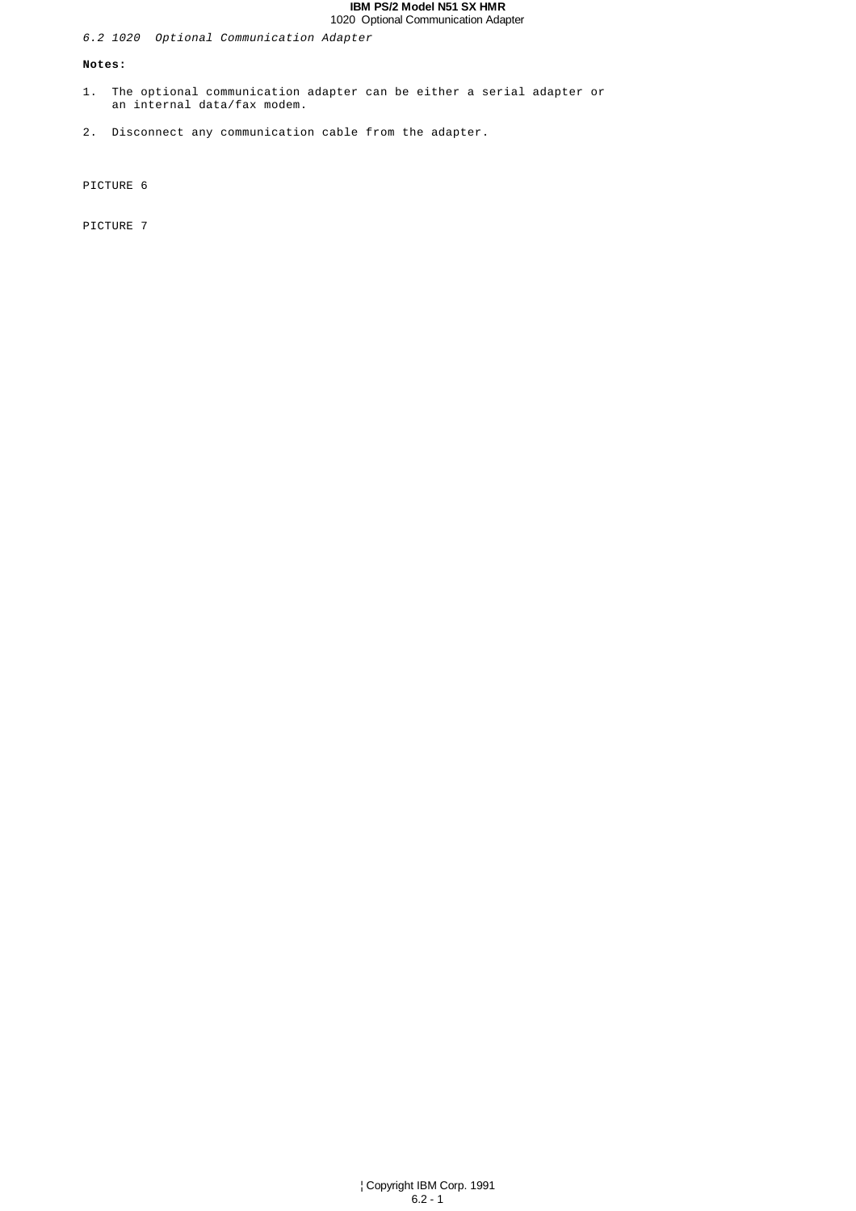## *6.2 1020 Optional Communication Adapter*

**Notes:**

1. The optional communication adapter can be either a serial adapter or an internal data/fax modem.

2. Disconnect any communication cable from the adapter.

PICTURE 6

PICTURE 7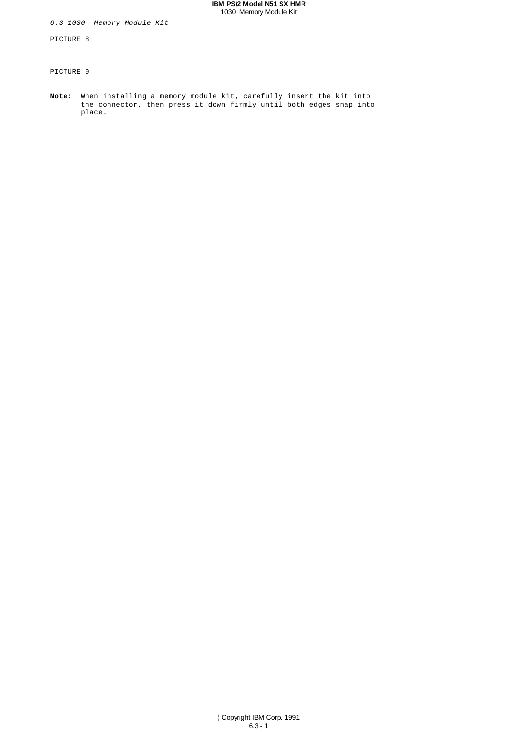## *6.3 1030 Memory Module Kit*

PICTURE 8

PICTURE 9

**Note:** When installing a memory module kit, carefully insert the kit into the connector, then press it down firmly until both edges snap into place.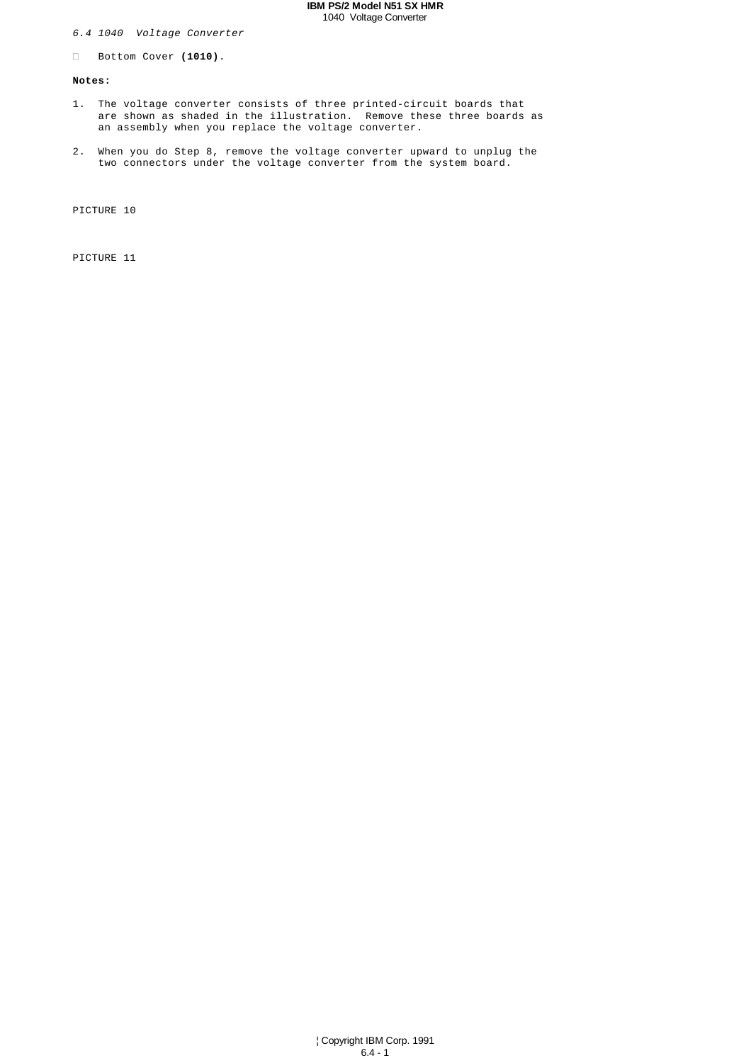*6.4 1040 Voltage Converter*

- Bottom Cover **(1010)**.

**Notes:**

1. The voltage converter consists of three printed-circuit boards that are shown as shaded in the illustration. Remove these three boards as an assembly when you replace the voltage converter.

2. When you do Step 8, remove the voltage converter upward to unplug the two connectors under the voltage converter from the system board.

PICTURE 10

PICTURE 11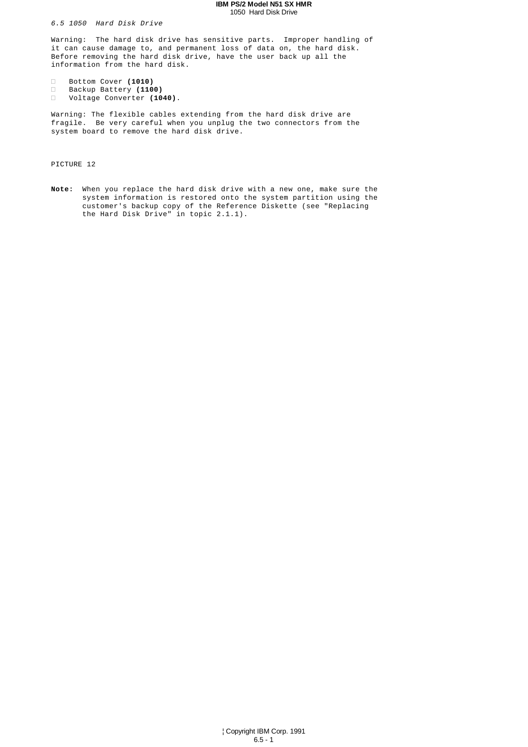## *6.5 1050 Hard Disk Drive*

Warning: The hard disk drive has sensitive parts. Improper handling of it can cause damage to, and permanent loss of data on, the hard disk. Before removing the hard disk drive, have the user back up all the information from the hard disk.

- Bottom Cover **(1010)**
- Backup Battery **(1100)**
- Voltage Converter **(1040)**.

Warning: The flexible cables extending from the hard disk drive are fragile. Be very careful when you unplug the two connectors from the system board to remove the hard disk drive.

PICTURE 12

**Note:** When you replace the hard disk drive with a new one, make sure the system information is restored onto the system partition using the customer's backup copy of the Reference Diskette (see "Replacing the Hard Disk Drive" in topic 2.1.1).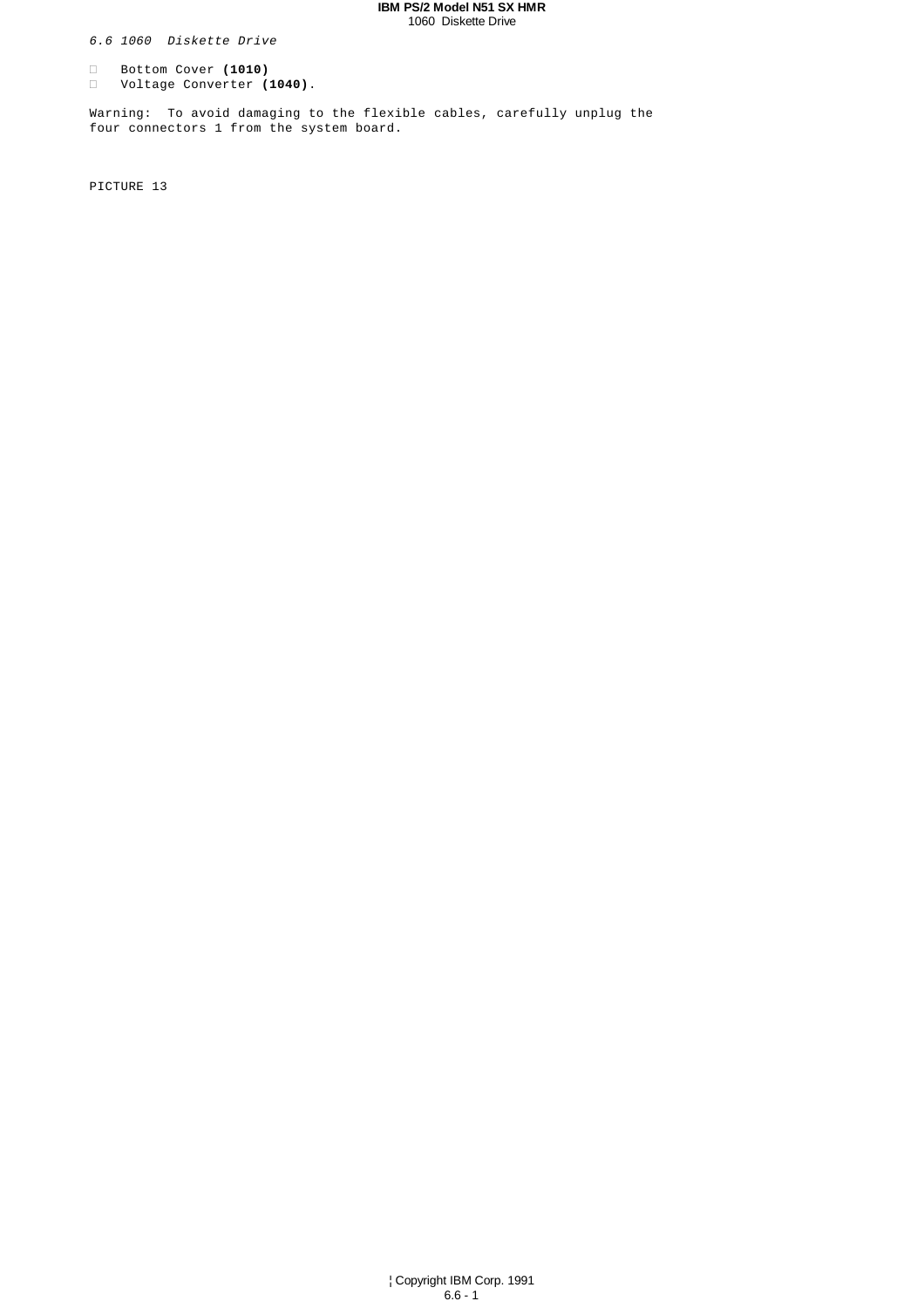*6.6 1060 Diskette Drive*

- Bottom Cover **(1010)**
- Voltage Converter **(1040)**.

Warning: To avoid damaging to the flexible cables, carefully unplug the four connectors 1 from the system board.

PICTURE 13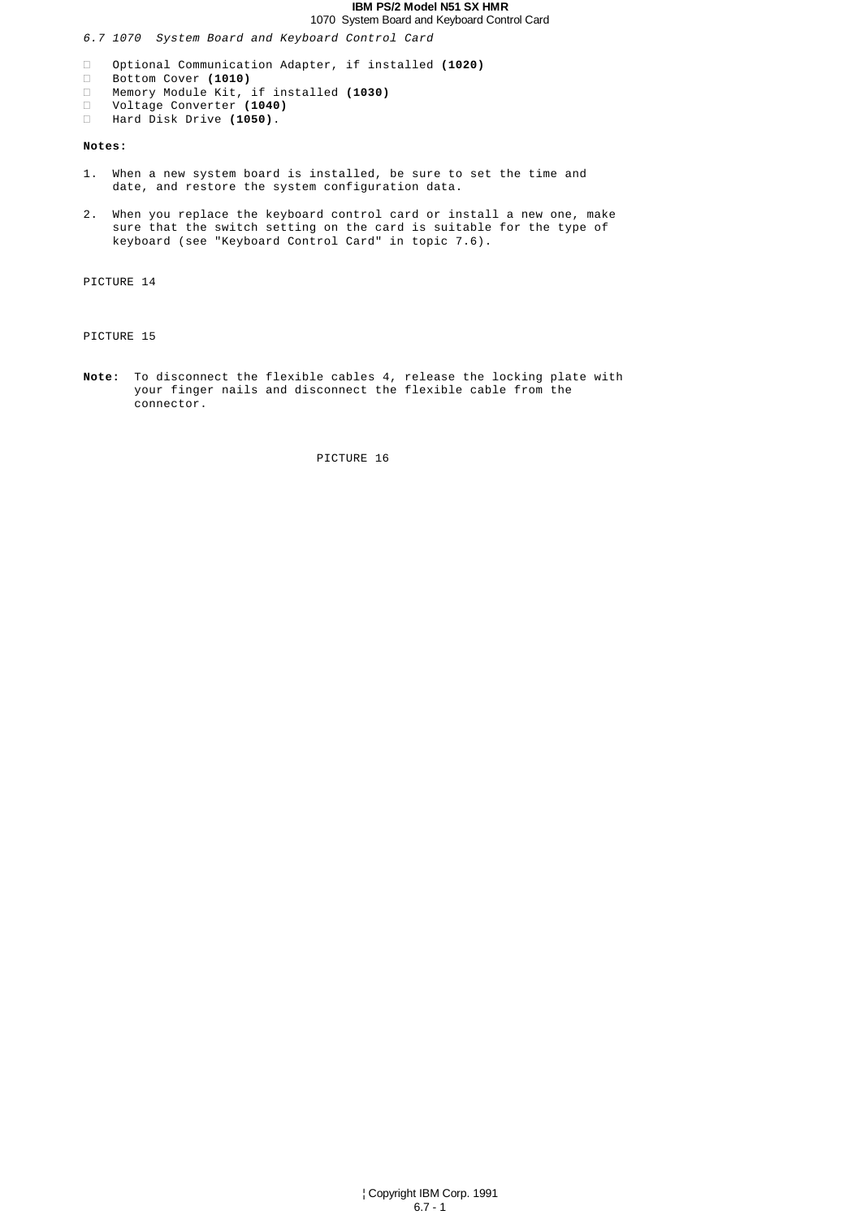## 6.7 1070 System Board and Keyboard Control Card

- Optional Communication Adapter, if installed **(1020)**
- Bottom Cover **(1010)**
- Memory Module Kit, if installed **(1030)**
- Voltage Converter **(1040)**
- Hard Disk Drive **(1050)**.

**Notes:**

1. When a new system board is installed, be sure to set the time and date, and restore the system configuration data.

2. When you replace the keyboard control card or install a new one, make sure that the switch setting on the card is suitable for the type of keyboard (see "Keyboard Control Card" in topic 7.6).

PICTURE 14

PICTURE 15

**Note:** To disconnect the flexible cables 4, release the locking plate with your finger nails and disconnect the flexible cable from the connector.

PICTURE 16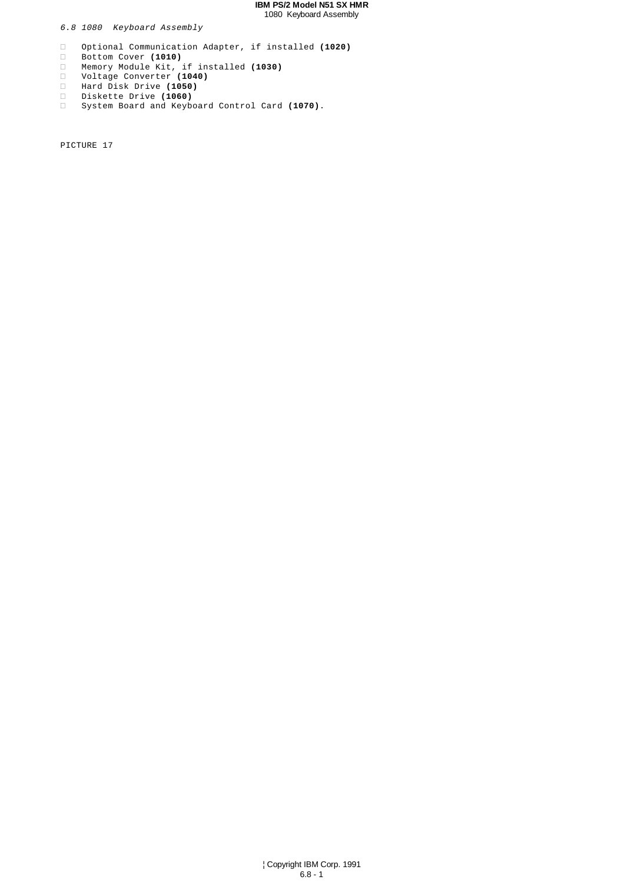*6.8 1080 Keyboard Assembly*

- Optional Communication Adapter, if installed **(1020)**
- Bottom Cover **(1010)**
- Memory Module Kit, if installed **(1030)**
- Voltage Converter **(1040)**
- Hard Disk Drive **(1050)**
- Diskette Drive **(1060)**
- System Board and Keyboard Control Card **(1070)**.

PICTURE 17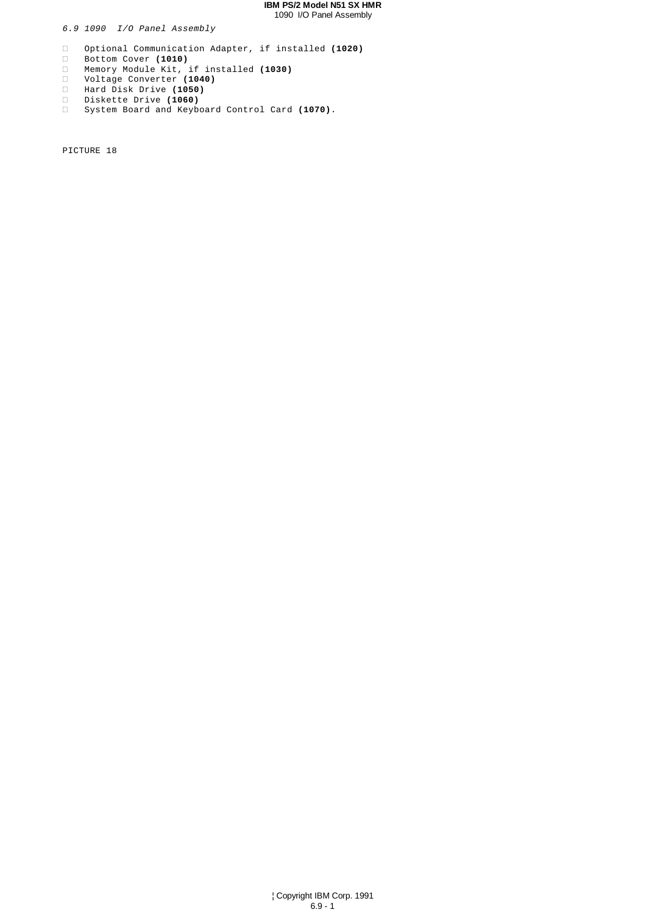*6.9 1090 I/O Panel Assembly*

- Optional Communication Adapter, if installed **(1020)**
- Bottom Cover **(1010)**
- Memory Module Kit, if installed **(1030)**
- Voltage Converter **(1040)**
- Hard Disk Drive **(1050)**
- Diskette Drive **(1060)**
- System Board and Keyboard Control Card **(1070)**.

PICTURE 18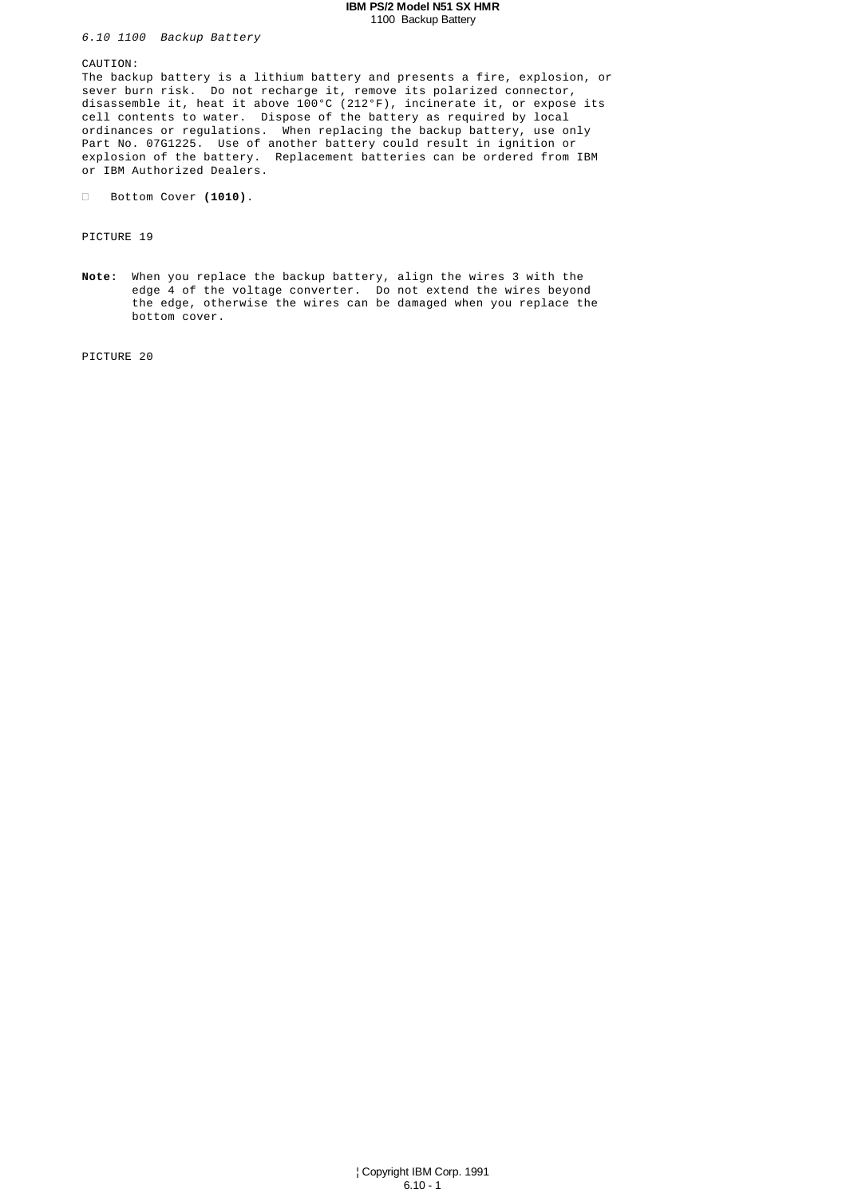*6.10 1100 Backup Battery*

CAUTION:
The backup battery is a lithium battery and presents a fire, explosion, or sever burn risk. Do not recharge it, remove its polarized connector, disassemble it, heat it above 100°C (212°F), incinerate it, or expose its cell contents to water. Dispose of the battery as required by local ordinances or regulations. When replacing the backup battery, use only Part No. 07G1225. Use of another battery could result in ignition or explosion of the battery. Replacement batteries can be ordered from IBM or IBM Authorized Dealers.

- Bottom Cover **(1010)**.

PICTURE 19

**Note:** When you replace the backup battery, align the wires 3 with the edge 4 of the voltage converter. Do not extend the wires beyond the edge, otherwise the wires can be damaged when you replace the bottom cover.

PICTURE 20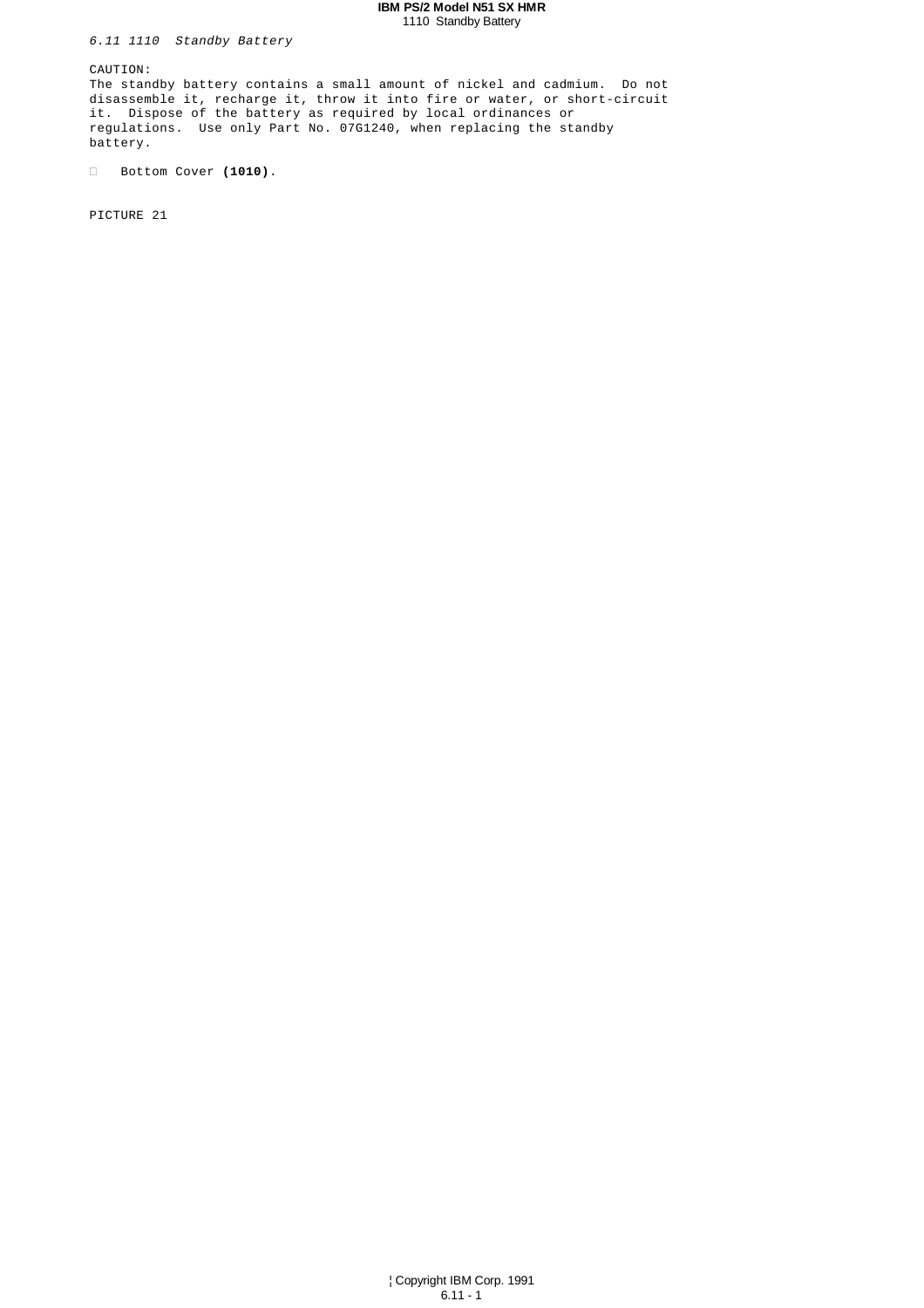*6.11 1110  Standby Battery*

CAUTION:
The standby battery contains a small amount of nickel and cadmium.  Do not disassemble it, recharge it, throw it into fire or water, or short-circuit it.  Dispose of the battery as required by local ordinances or regulations.  Use only Part No. 07G1240, when replacing the standby battery.

- Bottom Cover **(1010)**.

PICTURE 21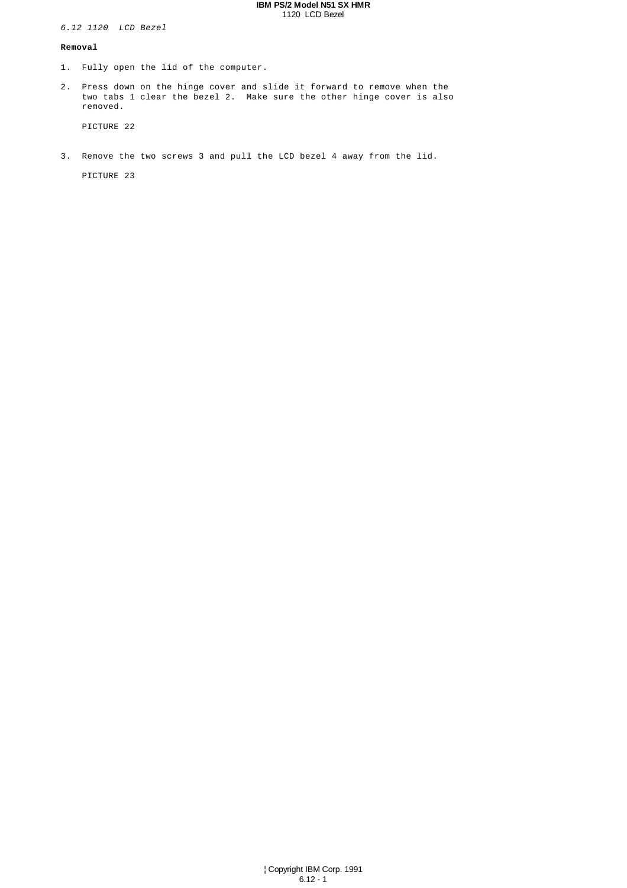*6.12 1120  LCD Bezel*

**Removal**

1. Fully open the lid of the computer.

2. Press down on the hinge cover and slide it forward to remove when the two tabs 1 clear the bezel 2.  Make sure the other hinge cover is also removed.

   PICTURE 22

3. Remove the two screws 3 and pull the LCD bezel 4 away from the lid.

   PICTURE 23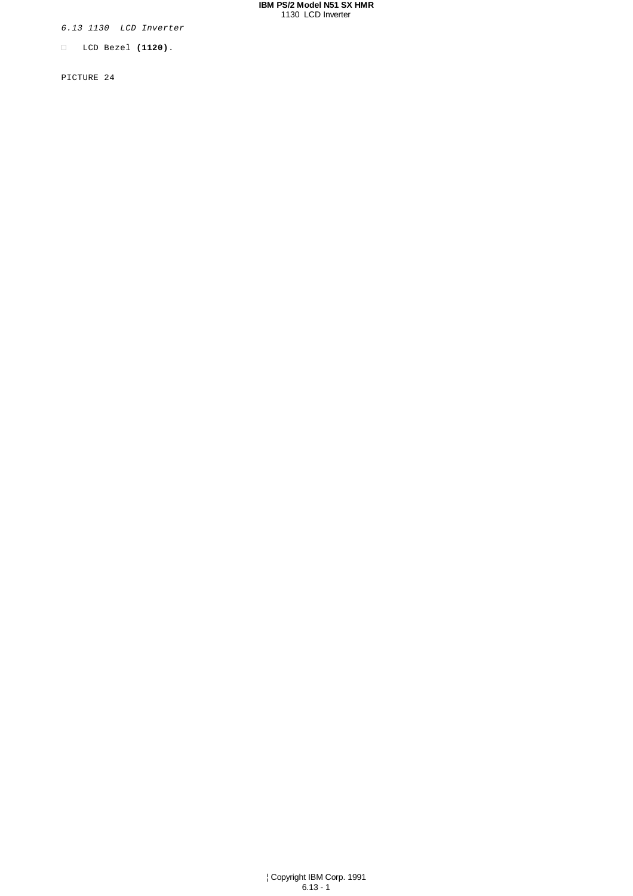*6.13 1130  LCD Inverter*

- LCD Bezel **(1120)**.

PICTURE 24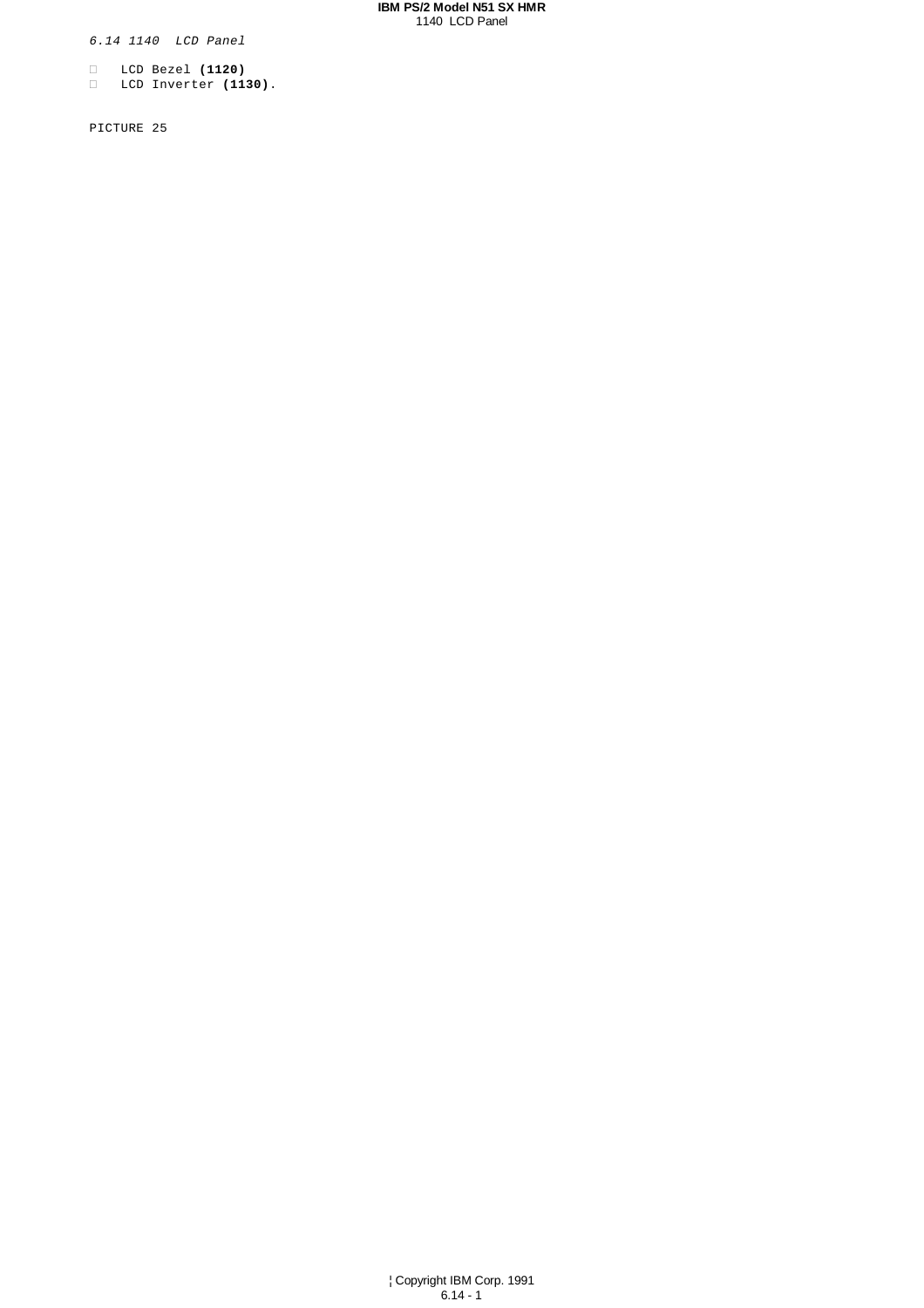*6.14 1140  LCD Panel*

- LCD Bezel **(1120)**
- LCD Inverter **(1130)**.

PICTURE 25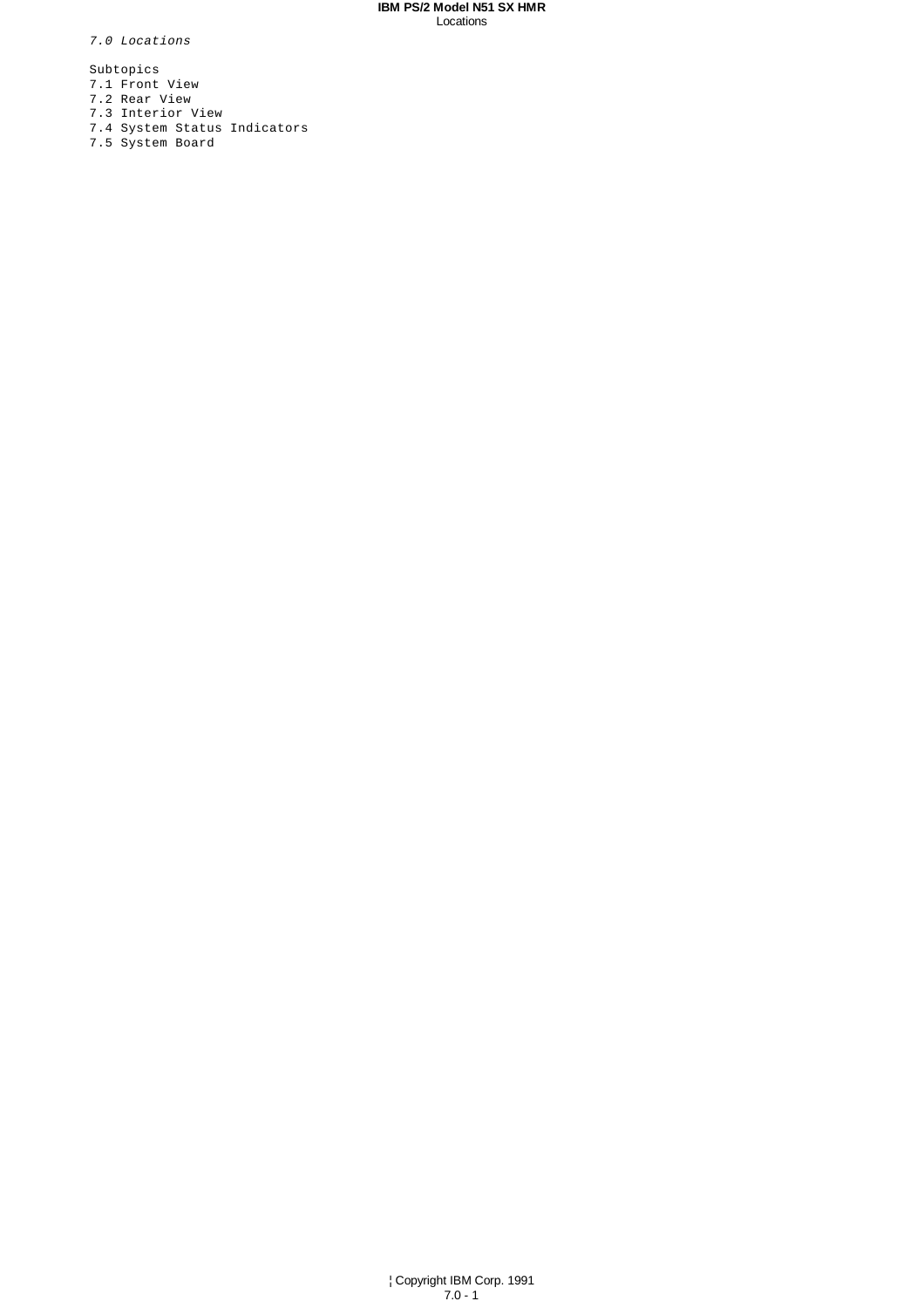# *7.0 Locations*

Subtopics

- 7.1 Front View
- 7.2 Rear View
- 7.3 Interior View
- 7.4 System Status Indicators
- 7.5 System Board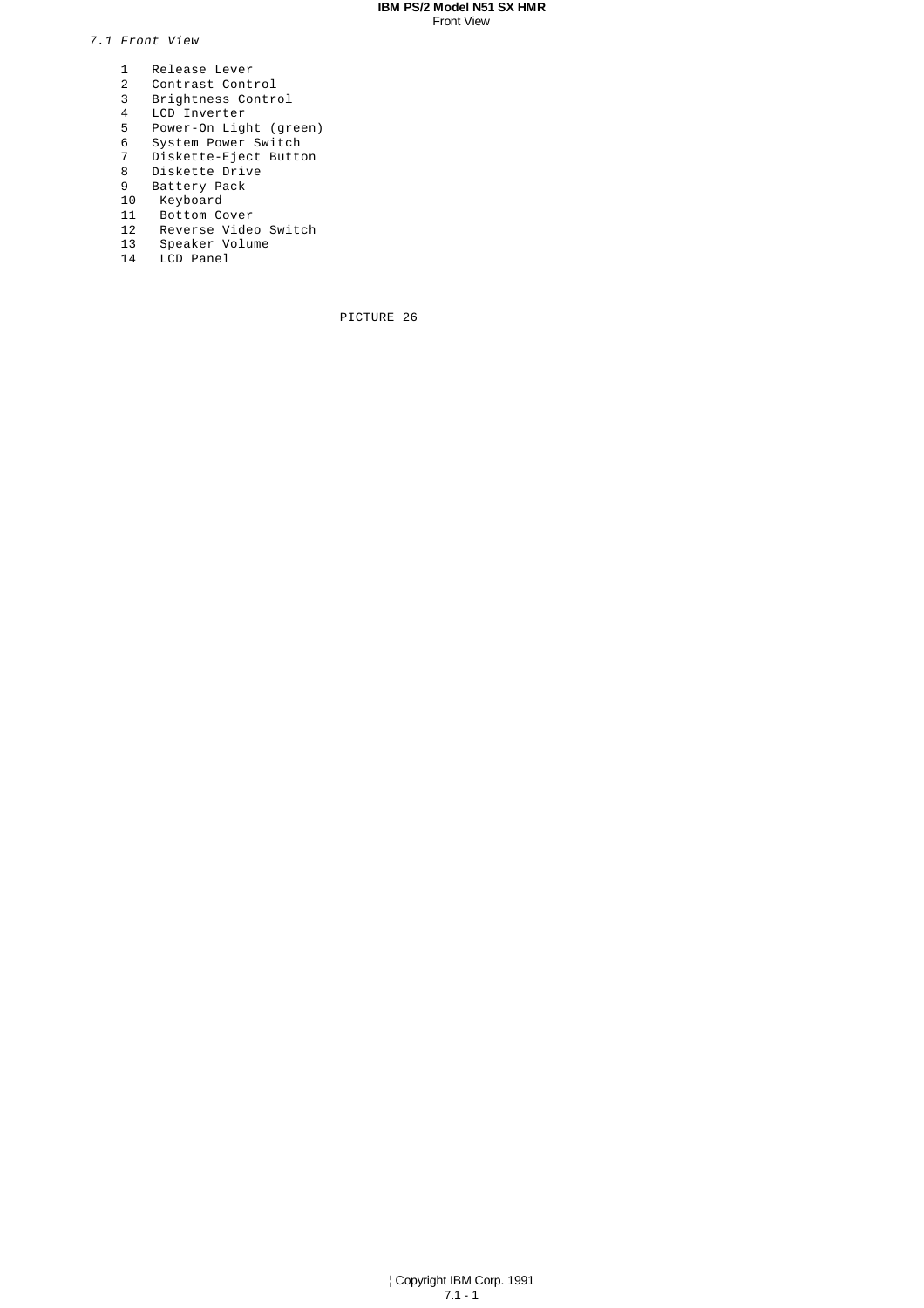*7.1 Front View*

1. Release Lever
2. Contrast Control
3. Brightness Control
4. LCD Inverter
5. Power-On Light (green)
6. System Power Switch
7. Diskette-Eject Button
8. Diskette Drive
9. Battery Pack
10. Keyboard
11. Bottom Cover
12. Reverse Video Switch
13. Speaker Volume
14. LCD Panel

PICTURE 26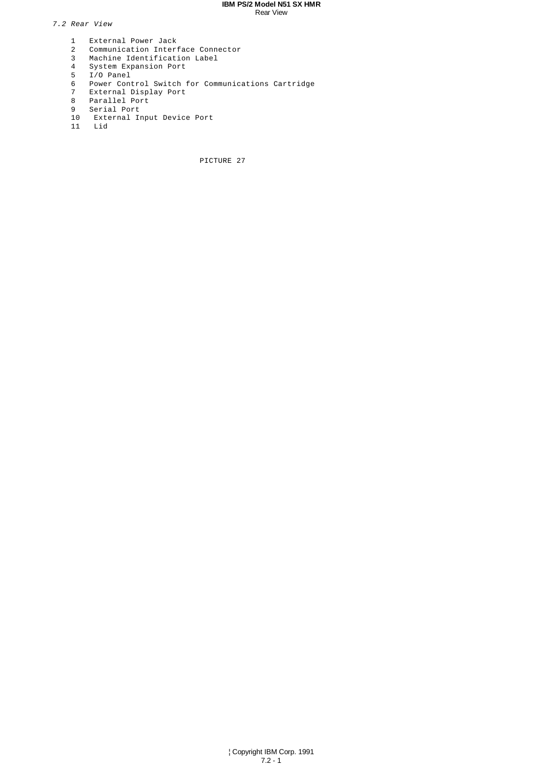*7.2 Rear View*

1. External Power Jack
2. Communication Interface Connector
3. Machine Identification Label
4. System Expansion Port
5. I/O Panel
6. Power Control Switch for Communications Cartridge
7. External Display Port
8. Parallel Port
9. Serial Port
10. External Input Device Port
11. Lid

PICTURE 27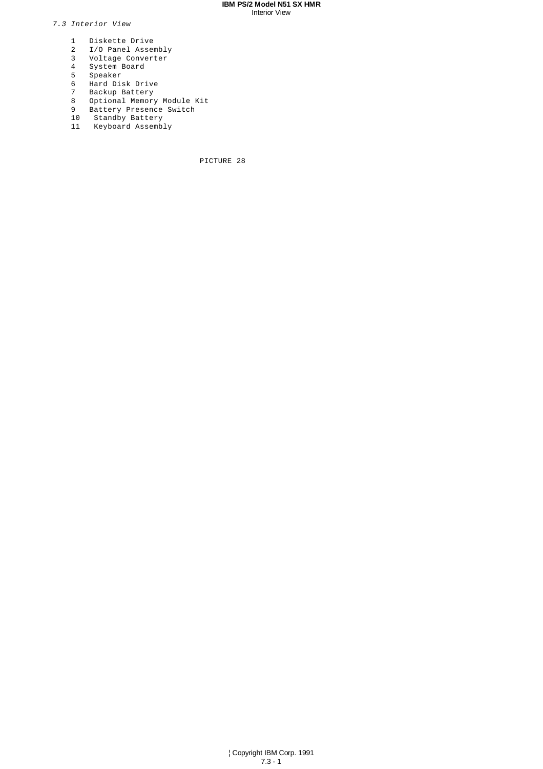### *7.3 Interior View*

1. Diskette Drive
2. I/O Panel Assembly
3. Voltage Converter
4. System Board
5. Speaker
6. Hard Disk Drive
7. Backup Battery
8. Optional Memory Module Kit
9. Battery Presence Switch
10. Standby Battery
11. Keyboard Assembly

PICTURE 28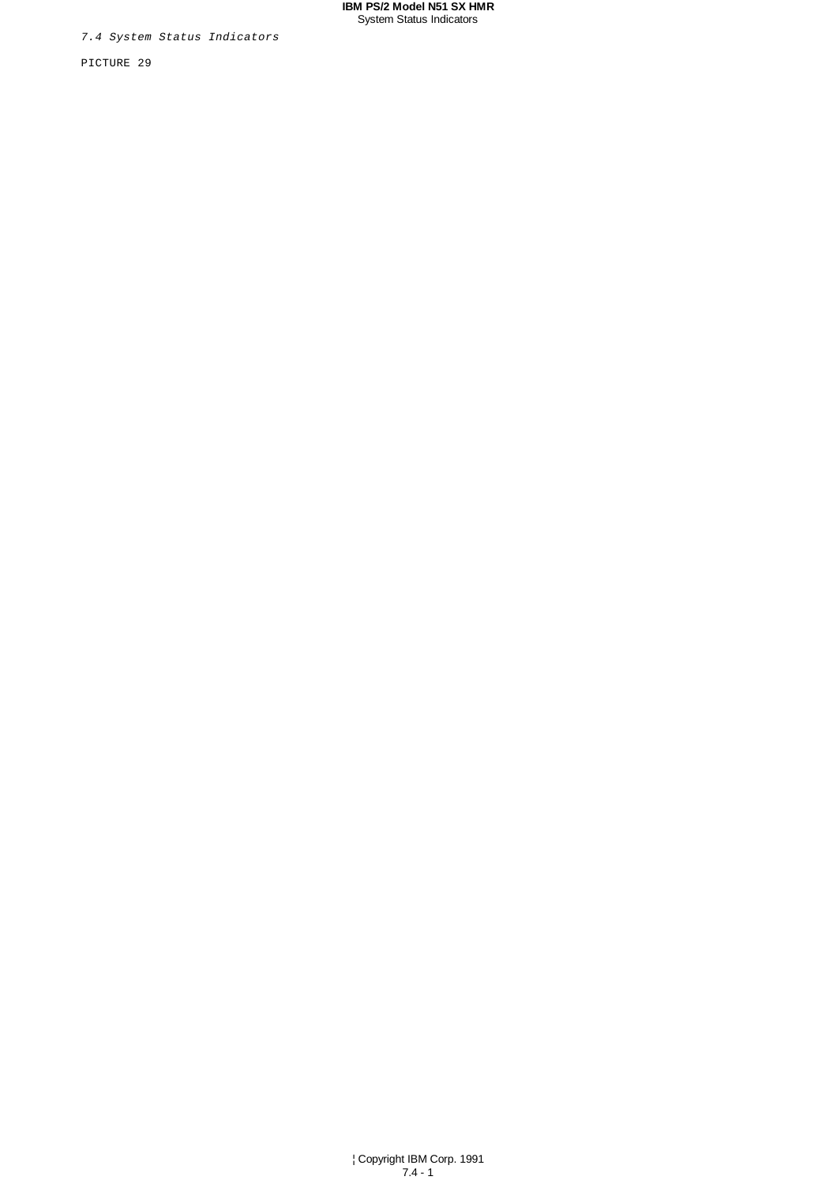*7.4 System Status Indicators*

PICTURE 29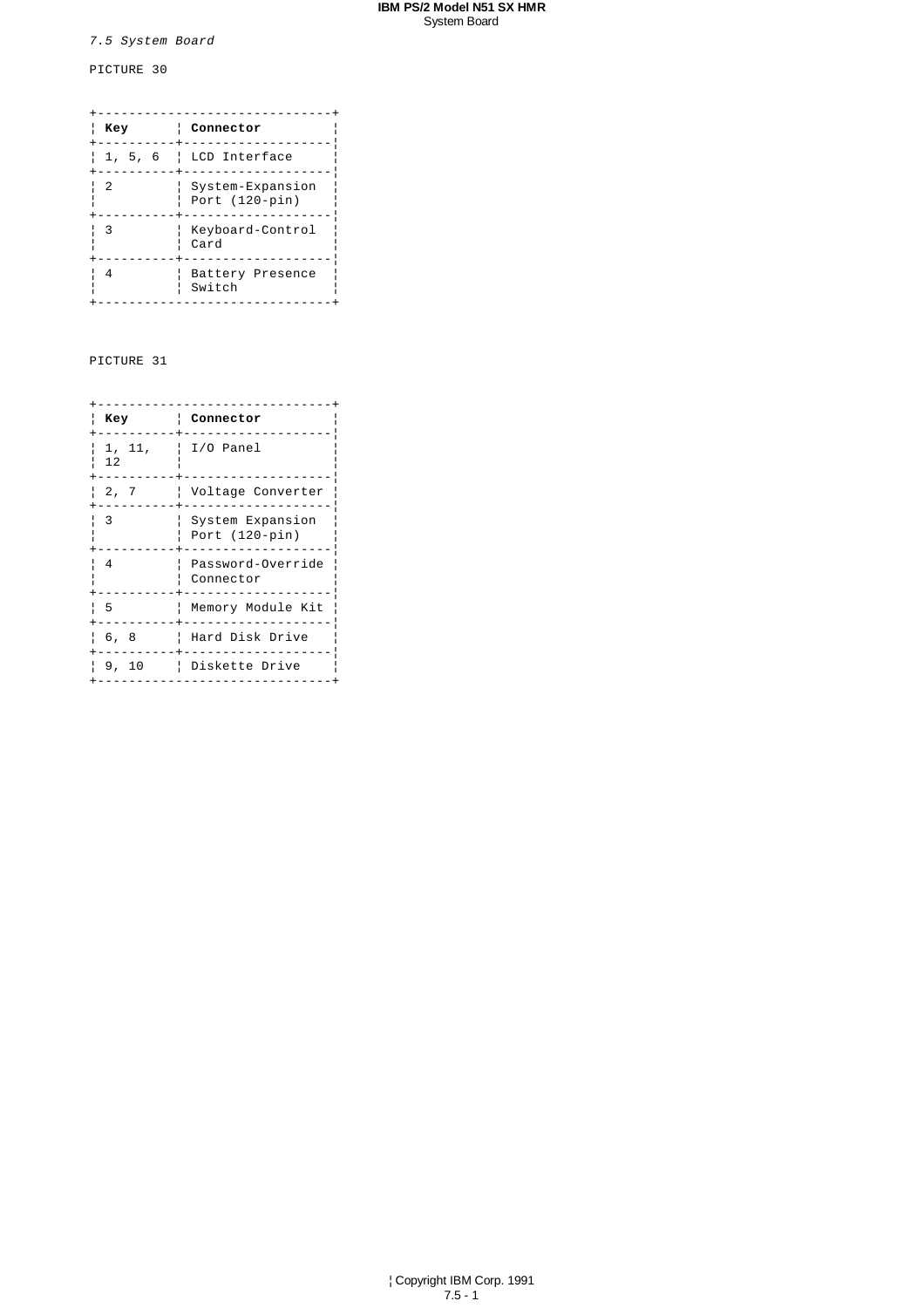*7.5 System Board*

PICTURE 30

| **Key** | **Connector** |
|---|---|
| 1, 5, 6 | LCD Interface |
| 2 | System-Expansion Port (120-pin) |
| 3 | Keyboard-Control Card |
| 4 | Battery Presence Switch |

PICTURE 31

| **Key** | **Connector** |
|---|---|
| 1, 11, 12 | I/O Panel |
| 2, 7 | Voltage Converter |
| 3 | System Expansion Port (120-pin) |
| 4 | Password-Override Connector |
| 5 | Memory Module Kit |
| 6, 8 | Hard Disk Drive |
| 9, 10 | Diskette Drive |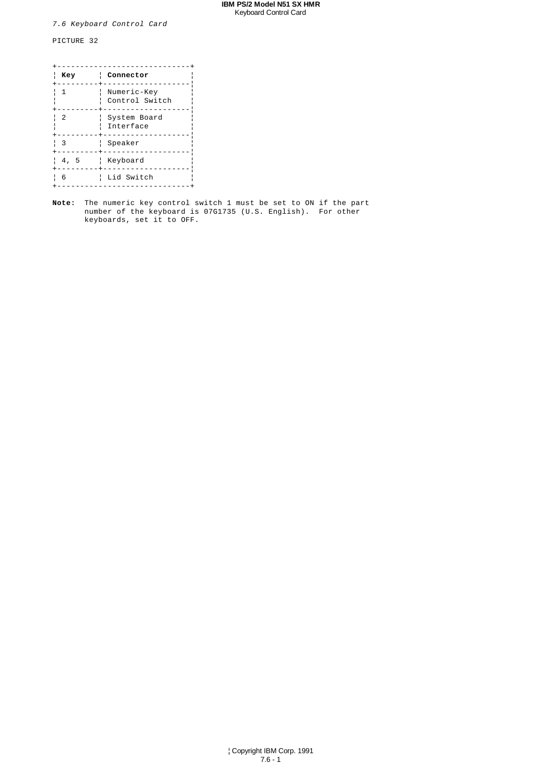*7.6 Keyboard Control Card*

PICTURE 32

| Key | Connector |
|---|---|
| 1 | Numeric-Key Control Switch |
| 2 | System Board Interface |
| 3 | Speaker |
| 4, 5 | Keyboard |
| 6 | Lid Switch |

**Note:** The numeric key control switch 1 must be set to ON if the part number of the keyboard is 07G1735 (U.S. English). For other keyboards, set it to OFF.